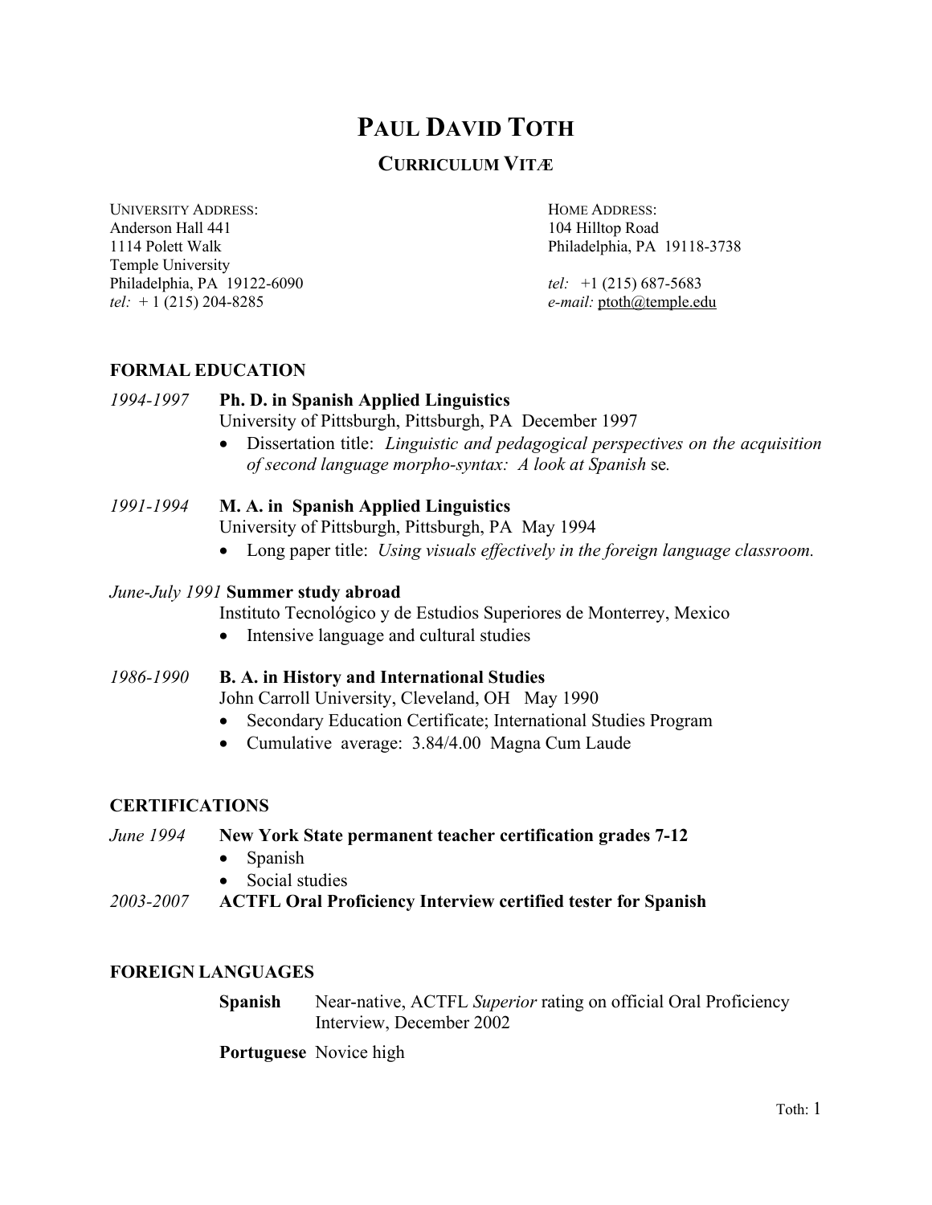# Paul David Toth

## Curriculum Vitæ

University Address:
Anderson Hall 441
1114 Polett Walk
Temple University
Philadelphia, PA 19122-6090
*tel:* + 1 (215) 204-8285

Home Address:
104 Hilltop Road
Philadelphia, PA 19118-3738

*tel:* +1 (215) 687-5683
*e-mail:* ptoth@temple.edu

### FORMAL EDUCATION

*1994-1997* **Ph. D. in Spanish Applied Linguistics**
University of Pittsburgh, Pittsburgh, PA December 1997

- Dissertation title: *Linguistic and pedagogical perspectives on the acquisition of second language morpho-syntax: A look at Spanish* se*.*

*1991-1994* **M. A. in Spanish Applied Linguistics**
University of Pittsburgh, Pittsburgh, PA May 1994

- Long paper title: *Using visuals effectively in the foreign language classroom.*

*June-July 1991* **Summer study abroad**
Instituto Tecnológico y de Estudios Superiores de Monterrey, Mexico

- Intensive language and cultural studies

*1986-1990* **B. A. in History and International Studies**
John Carroll University, Cleveland, OH May 1990

- Secondary Education Certificate; International Studies Program
- Cumulative average: 3.84/4.00 Magna Cum Laude

### CERTIFICATIONS

*June 1994* **New York State permanent teacher certification grades 7-12**

- Spanish
- Social studies

*2003-2007* **ACTFL Oral Proficiency Interview certified tester for Spanish**

### FOREIGN LANGUAGES

**Spanish** Near-native, ACTFL *Superior* rating on official Oral Proficiency Interview, December 2002

**Portuguese** Novice high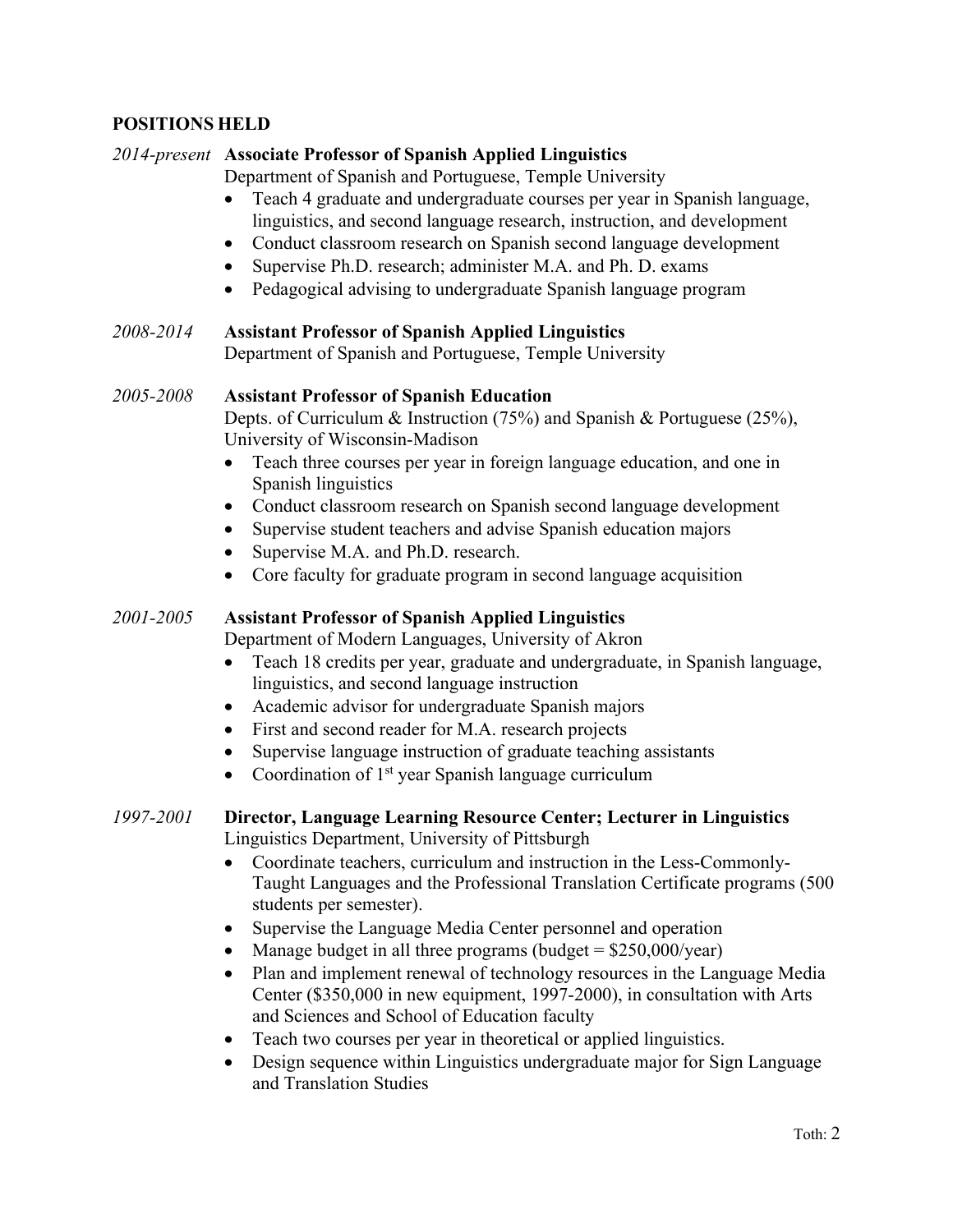## POSITIONS HELD

*2014-present* **Associate Professor of Spanish Applied Linguistics**
Department of Spanish and Portuguese, Temple University

- Teach 4 graduate and undergraduate courses per year in Spanish language, linguistics, and second language research, instruction, and development
- Conduct classroom research on Spanish second language development
- Supervise Ph.D. research; administer M.A. and Ph. D. exams
- Pedagogical advising to undergraduate Spanish language program

*2008-2014* **Assistant Professor of Spanish Applied Linguistics**
Department of Spanish and Portuguese, Temple University

*2005-2008* **Assistant Professor of Spanish Education**
Depts. of Curriculum & Instruction (75%) and Spanish & Portuguese (25%), University of Wisconsin-Madison

- Teach three courses per year in foreign language education, and one in Spanish linguistics
- Conduct classroom research on Spanish second language development
- Supervise student teachers and advise Spanish education majors
- Supervise M.A. and Ph.D. research.
- Core faculty for graduate program in second language acquisition

*2001-2005* **Assistant Professor of Spanish Applied Linguistics**
Department of Modern Languages, University of Akron

- Teach 18 credits per year, graduate and undergraduate, in Spanish language, linguistics, and second language instruction
- Academic advisor for undergraduate Spanish majors
- First and second reader for M.A. research projects
- Supervise language instruction of graduate teaching assistants
- Coordination of 1st year Spanish language curriculum

*1997-2001* **Director, Language Learning Resource Center; Lecturer in Linguistics**
Linguistics Department, University of Pittsburgh

- Coordinate teachers, curriculum and instruction in the Less-Commonly-Taught Languages and the Professional Translation Certificate programs (500 students per semester).
- Supervise the Language Media Center personnel and operation
- Manage budget in all three programs (budget = $250,000/year)
- Plan and implement renewal of technology resources in the Language Media Center ($350,000 in new equipment, 1997-2000), in consultation with Arts and Sciences and School of Education faculty
- Teach two courses per year in theoretical or applied linguistics.
- Design sequence within Linguistics undergraduate major for Sign Language and Translation Studies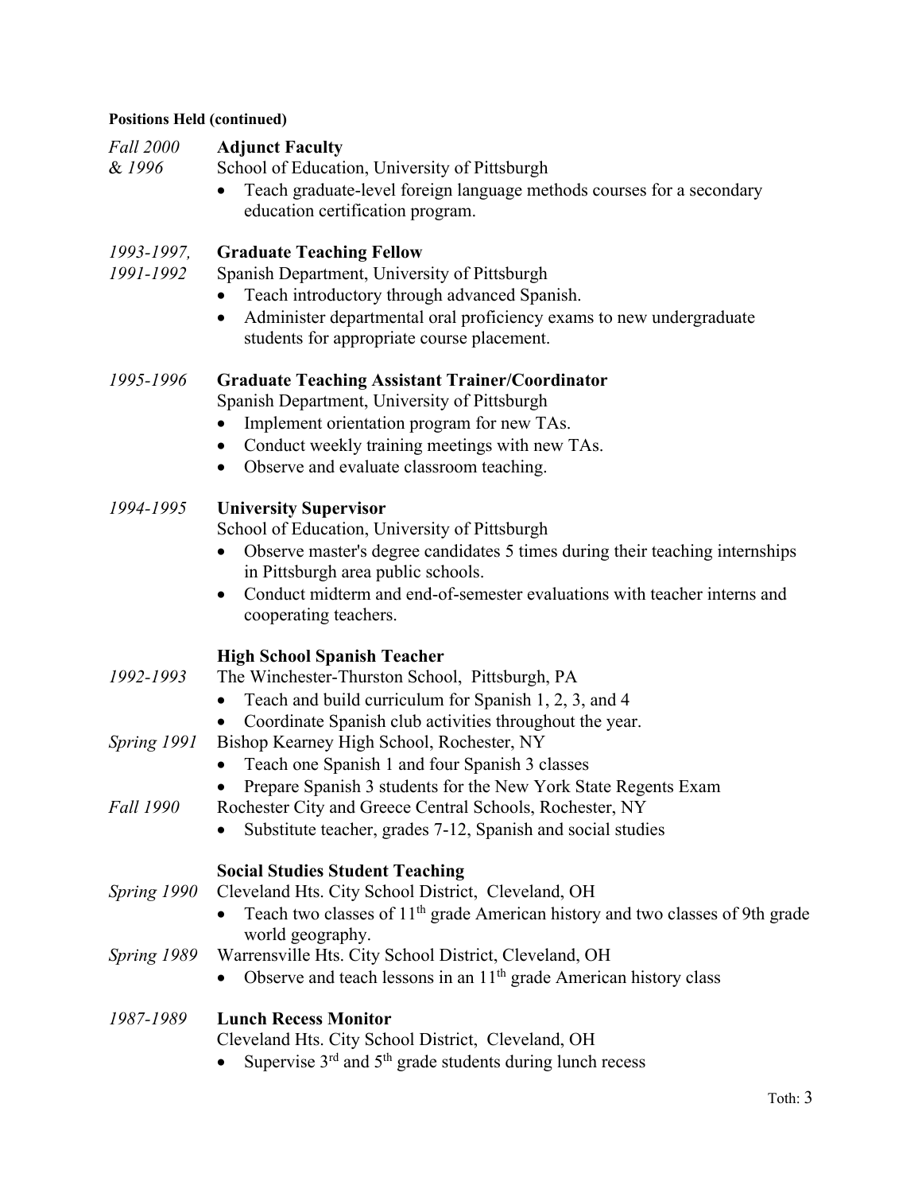**Positions Held (continued)**

*Fall 2000 & 1996* — **Adjunct Faculty**
School of Education, University of Pittsburgh

- Teach graduate-level foreign language methods courses for a secondary education certification program.

*1993-1997, 1991-1992* — **Graduate Teaching Fellow**
Spanish Department, University of Pittsburgh

- Teach introductory through advanced Spanish.
- Administer departmental oral proficiency exams to new undergraduate students for appropriate course placement.

*1995-1996* — **Graduate Teaching Assistant Trainer/Coordinator**
Spanish Department, University of Pittsburgh

- Implement orientation program for new TAs.
- Conduct weekly training meetings with new TAs.
- Observe and evaluate classroom teaching.

*1994-1995* — **University Supervisor**
School of Education, University of Pittsburgh

- Observe master's degree candidates 5 times during their teaching internships in Pittsburgh area public schools.
- Conduct midterm and end-of-semester evaluations with teacher interns and cooperating teachers.

**High School Spanish Teacher**

*1992-1993* — The Winchester-Thurston School, Pittsburgh, PA

- Teach and build curriculum for Spanish 1, 2, 3, and 4
- Coordinate Spanish club activities throughout the year.

*Spring 1991* — Bishop Kearney High School, Rochester, NY

- Teach one Spanish 1 and four Spanish 3 classes
- Prepare Spanish 3 students for the New York State Regents Exam

*Fall 1990* — Rochester City and Greece Central Schools, Rochester, NY

- Substitute teacher, grades 7-12, Spanish and social studies

**Social Studies Student Teaching**

*Spring 1990* — Cleveland Hts. City School District, Cleveland, OH

- Teach two classes of 11th grade American history and two classes of 9th grade world geography.

*Spring 1989* — Warrensville Hts. City School District, Cleveland, OH

- Observe and teach lessons in an 11th grade American history class

*1987-1989* — **Lunch Recess Monitor**
Cleveland Hts. City School District, Cleveland, OH

- Supervise 3rd and 5th grade students during lunch recess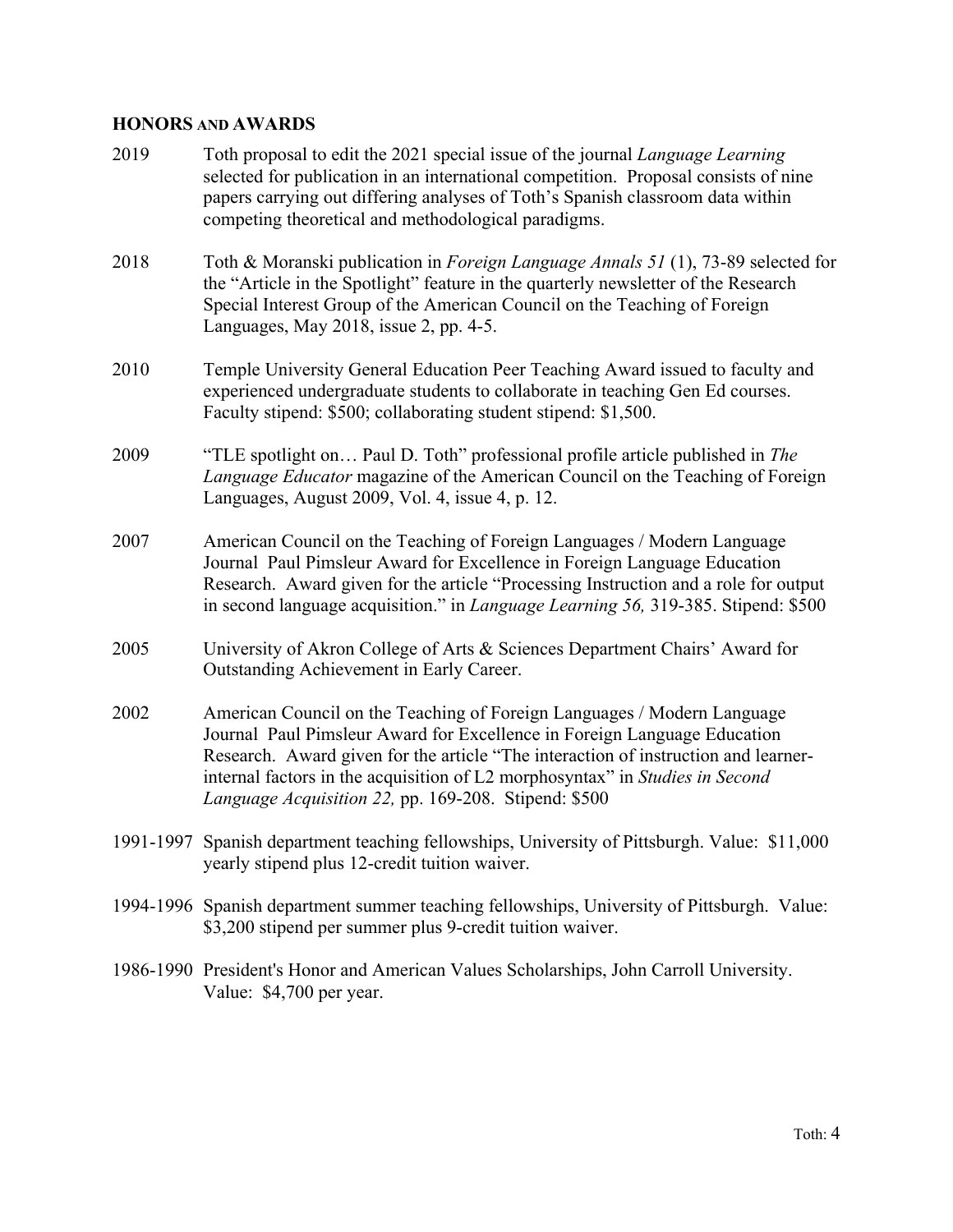## HONORS AND AWARDS

2019 Toth proposal to edit the 2021 special issue of the journal *Language Learning* selected for publication in an international competition. Proposal consists of nine papers carrying out differing analyses of Toth's Spanish classroom data within competing theoretical and methodological paradigms.

2018 Toth & Moranski publication in *Foreign Language Annals 51* (1), 73-89 selected for the "Article in the Spotlight" feature in the quarterly newsletter of the Research Special Interest Group of the American Council on the Teaching of Foreign Languages, May 2018, issue 2, pp. 4-5.

2010 Temple University General Education Peer Teaching Award issued to faculty and experienced undergraduate students to collaborate in teaching Gen Ed courses. Faculty stipend: $500; collaborating student stipend: $1,500.

2009 "TLE spotlight on… Paul D. Toth" professional profile article published in *The Language Educator* magazine of the American Council on the Teaching of Foreign Languages, August 2009, Vol. 4, issue 4, p. 12.

2007 American Council on the Teaching of Foreign Languages / Modern Language Journal Paul Pimsleur Award for Excellence in Foreign Language Education Research. Award given for the article "Processing Instruction and a role for output in second language acquisition." in *Language Learning 56,* 319-385. Stipend: $500

2005 University of Akron College of Arts & Sciences Department Chairs' Award for Outstanding Achievement in Early Career.

2002 American Council on the Teaching of Foreign Languages / Modern Language Journal Paul Pimsleur Award for Excellence in Foreign Language Education Research. Award given for the article "The interaction of instruction and learner-internal factors in the acquisition of L2 morphosyntax" in *Studies in Second Language Acquisition 22,* pp. 169-208. Stipend: $500

1991-1997 Spanish department teaching fellowships, University of Pittsburgh. Value: $11,000 yearly stipend plus 12-credit tuition waiver.

1994-1996 Spanish department summer teaching fellowships, University of Pittsburgh. Value: $3,200 stipend per summer plus 9-credit tuition waiver.

1986-1990 President's Honor and American Values Scholarships, John Carroll University. Value: $4,700 per year.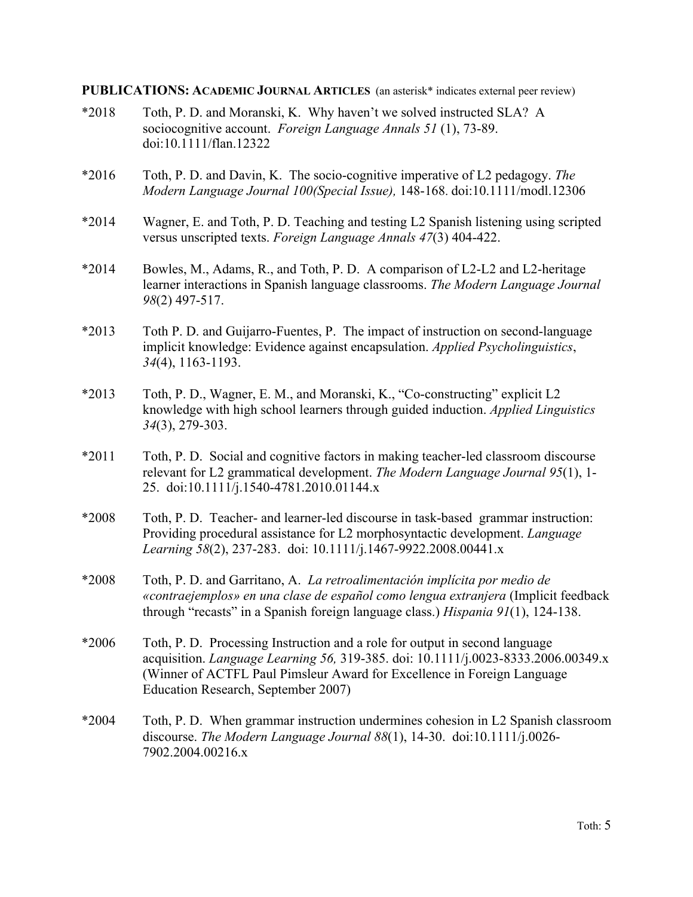**PUBLICATIONS: ACADEMIC JOURNAL ARTICLES** (an asterisk* indicates external peer review)

*2018 Toth, P. D. and Moranski, K. Why haven't we solved instructed SLA? A sociocognitive account. *Foreign Language Annals 51* (1), 73-89. doi:10.1111/flan.12322

*2016 Toth, P. D. and Davin, K. The socio-cognitive imperative of L2 pedagogy. *The Modern Language Journal 100(Special Issue),* 148-168. doi:10.1111/modl.12306

*2014 Wagner, E. and Toth, P. D. Teaching and testing L2 Spanish listening using scripted versus unscripted texts. *Foreign Language Annals 47*(3) 404-422.

*2014 Bowles, M., Adams, R., and Toth, P. D. A comparison of L2-L2 and L2-heritage learner interactions in Spanish language classrooms. *The Modern Language Journal 98*(2) 497-517.

*2013 Toth P. D. and Guijarro-Fuentes, P. The impact of instruction on second-language implicit knowledge: Evidence against encapsulation. *Applied Psycholinguistics*, *34*(4), 1163-1193.

*2013 Toth, P. D., Wagner, E. M., and Moranski, K., "Co-constructing" explicit L2 knowledge with high school learners through guided induction. *Applied Linguistics 34*(3), 279-303.

*2011 Toth, P. D. Social and cognitive factors in making teacher-led classroom discourse relevant for L2 grammatical development. *The Modern Language Journal 95*(1), 1-25. doi:10.1111/j.1540-4781.2010.01144.x

*2008 Toth, P. D. Teacher- and learner-led discourse in task-based grammar instruction: Providing procedural assistance for L2 morphosyntactic development. *Language Learning 58*(2), 237-283. doi: 10.1111/j.1467-9922.2008.00441.x

*2008 Toth, P. D. and Garritano, A. *La retroalimentación implícita por medio de «contraejemplos» en una clase de español como lengua extranjera* (Implicit feedback through "recasts" in a Spanish foreign language class.) *Hispania 91*(1), 124-138.

*2006 Toth, P. D. Processing Instruction and a role for output in second language acquisition. *Language Learning 56,* 319-385. doi: 10.1111/j.0023-8333.2006.00349.x (Winner of ACTFL Paul Pimsleur Award for Excellence in Foreign Language Education Research, September 2007)

*2004 Toth, P. D. When grammar instruction undermines cohesion in L2 Spanish classroom discourse. *The Modern Language Journal 88*(1), 14-30. doi:10.1111/j.0026-7902.2004.00216.x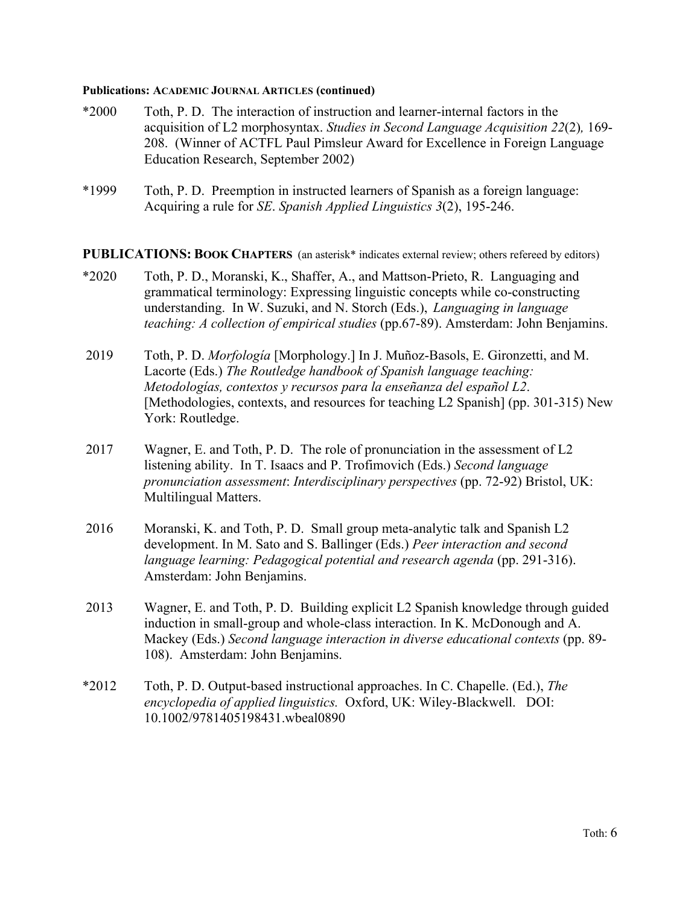**Publications: ACADEMIC JOURNAL ARTICLES (continued)**

*2000 Toth, P. D. The interaction of instruction and learner-internal factors in the acquisition of L2 morphosyntax. *Studies in Second Language Acquisition 22*(2), 169-208. (Winner of ACTFL Paul Pimsleur Award for Excellence in Foreign Language Education Research, September 2002)

*1999 Toth, P. D. Preemption in instructed learners of Spanish as a foreign language: Acquiring a rule for *SE*. *Spanish Applied Linguistics 3*(2), 195-246.

## PUBLICATIONS: BOOK CHAPTERS (an asterisk* indicates external review; others refereed by editors)

*2020 Toth, P. D., Moranski, K., Shaffer, A., and Mattson-Prieto, R. Languaging and grammatical terminology: Expressing linguistic concepts while co-constructing understanding. In W. Suzuki, and N. Storch (Eds.), *Languaging in language teaching: A collection of empirical studies* (pp.67-89). Amsterdam: John Benjamins.

2019 Toth, P. D. *Morfología* [Morphology.] In J. Muñoz-Basols, E. Gironzetti, and M. Lacorte (Eds.) *The Routledge handbook of Spanish language teaching: Metodologías, contextos y recursos para la enseñanza del español L2*. [Methodologies, contexts, and resources for teaching L2 Spanish] (pp. 301-315) New York: Routledge.

2017 Wagner, E. and Toth, P. D. The role of pronunciation in the assessment of L2 listening ability. In T. Isaacs and P. Trofimovich (Eds.) *Second language pronunciation assessment*: *Interdisciplinary perspectives* (pp. 72-92) Bristol, UK: Multilingual Matters.

2016 Moranski, K. and Toth, P. D. Small group meta-analytic talk and Spanish L2 development. In M. Sato and S. Ballinger (Eds.) *Peer interaction and second language learning: Pedagogical potential and research agenda* (pp. 291-316). Amsterdam: John Benjamins.

2013 Wagner, E. and Toth, P. D. Building explicit L2 Spanish knowledge through guided induction in small-group and whole-class interaction. In K. McDonough and A. Mackey (Eds.) *Second language interaction in diverse educational contexts* (pp. 89-108). Amsterdam: John Benjamins.

*2012 Toth, P. D. Output-based instructional approaches. In C. Chapelle. (Ed.), *The encyclopedia of applied linguistics.* Oxford, UK: Wiley-Blackwell. DOI: 10.1002/9781405198431.wbeal0890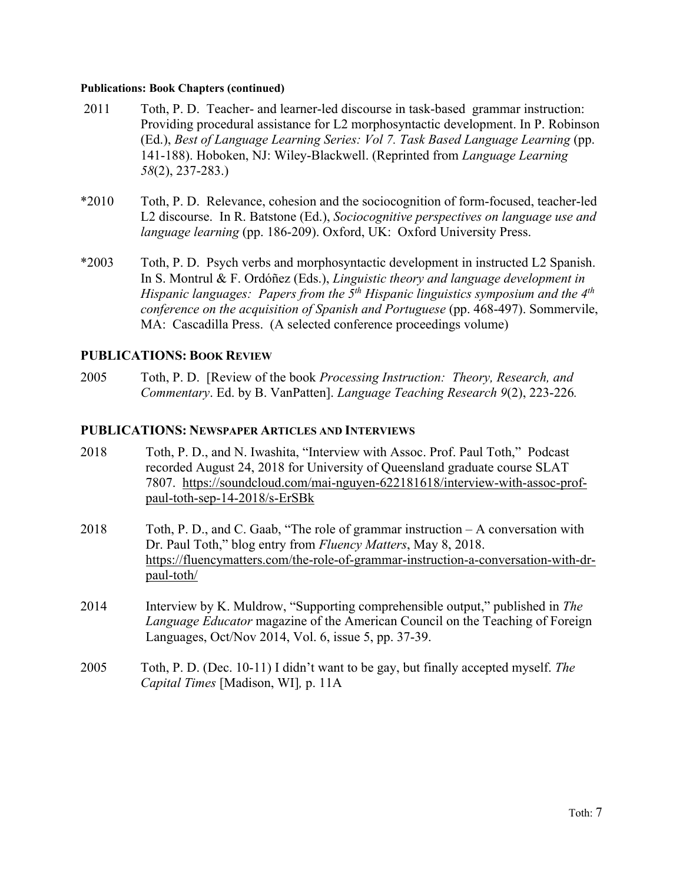**Publications: Book Chapters (continued)**

2011 Toth, P. D. Teacher- and learner-led discourse in task-based grammar instruction: Providing procedural assistance for L2 morphosyntactic development. In P. Robinson (Ed.), *Best of Language Learning Series: Vol 7. Task Based Language Learning* (pp. 141-188). Hoboken, NJ: Wiley-Blackwell. (Reprinted from *Language Learning 58*(2), 237-283.)

*2010 Toth, P. D. Relevance, cohesion and the sociocognition of form-focused, teacher-led L2 discourse. In R. Batstone (Ed.), *Sociocognitive perspectives on language use and language learning* (pp. 186-209). Oxford, UK: Oxford University Press.

*2003 Toth, P. D. Psych verbs and morphosyntactic development in instructed L2 Spanish. In S. Montrul & F. Ordóñez (Eds.), *Linguistic theory and language development in Hispanic languages: Papers from the 5th Hispanic linguistics symposium and the 4th conference on the acquisition of Spanish and Portuguese* (pp. 468-497). Sommervile, MA: Cascadilla Press. (A selected conference proceedings volume)

## PUBLICATIONS: BOOK REVIEW

2005 Toth, P. D. [Review of the book *Processing Instruction: Theory, Research, and Commentary*. Ed. by B. VanPatten]. *Language Teaching Research 9*(2), 223-226.

## PUBLICATIONS: NEWSPAPER ARTICLES AND INTERVIEWS

2018 Toth, P. D., and N. Iwashita, "Interview with Assoc. Prof. Paul Toth," Podcast recorded August 24, 2018 for University of Queensland graduate course SLAT 7807. https://soundcloud.com/mai-nguyen-622181618/interview-with-assoc-prof-paul-toth-sep-14-2018/s-ErSBk

2018 Toth, P. D., and C. Gaab, "The role of grammar instruction – A conversation with Dr. Paul Toth," blog entry from *Fluency Matters*, May 8, 2018. https://fluencymatters.com/the-role-of-grammar-instruction-a-conversation-with-dr-paul-toth/

2014 Interview by K. Muldrow, "Supporting comprehensible output," published in *The Language Educator* magazine of the American Council on the Teaching of Foreign Languages, Oct/Nov 2014, Vol. 6, issue 5, pp. 37-39.

2005 Toth, P. D. (Dec. 10-11) I didn't want to be gay, but finally accepted myself. *The Capital Times* [Madison, WI], p. 11A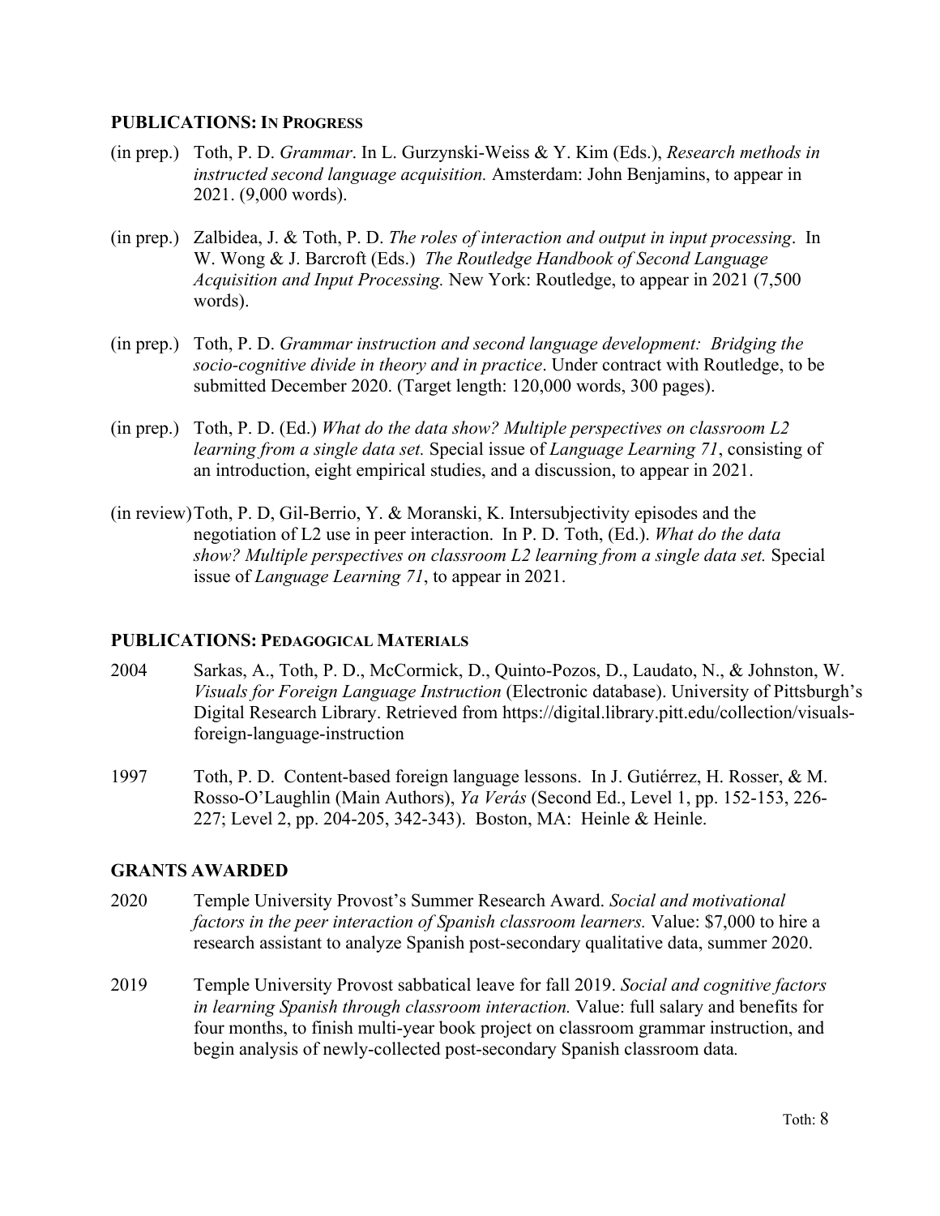## PUBLICATIONS: IN PROGRESS

(in prep.) Toth, P. D. *Grammar*. In L. Gurzynski-Weiss & Y. Kim (Eds.), *Research methods in instructed second language acquisition.* Amsterdam: John Benjamins, to appear in 2021. (9,000 words).

(in prep.) Zalbidea, J. & Toth, P. D. *The roles of interaction and output in input processing*. In W. Wong & J. Barcroft (Eds.) *The Routledge Handbook of Second Language Acquisition and Input Processing.* New York: Routledge, to appear in 2021 (7,500 words).

(in prep.) Toth, P. D. *Grammar instruction and second language development: Bridging the socio-cognitive divide in theory and in practice*. Under contract with Routledge, to be submitted December 2020. (Target length: 120,000 words, 300 pages).

(in prep.) Toth, P. D. (Ed.) *What do the data show? Multiple perspectives on classroom L2 learning from a single data set.* Special issue of *Language Learning 71*, consisting of an introduction, eight empirical studies, and a discussion, to appear in 2021.

(in review) Toth, P. D, Gil-Berrio, Y. & Moranski, K. Intersubjectivity episodes and the negotiation of L2 use in peer interaction. In P. D. Toth, (Ed.). *What do the data show? Multiple perspectives on classroom L2 learning from a single data set.* Special issue of *Language Learning 71*, to appear in 2021.

## PUBLICATIONS: PEDAGOGICAL MATERIALS

2004 Sarkas, A., Toth, P. D., McCormick, D., Quinto-Pozos, D., Laudato, N., & Johnston, W. *Visuals for Foreign Language Instruction* (Electronic database). University of Pittsburgh's Digital Research Library. Retrieved from https://digital.library.pitt.edu/collection/visuals-foreign-language-instruction

1997 Toth, P. D. Content-based foreign language lessons. In J. Gutiérrez, H. Rosser, & M. Rosso-O'Laughlin (Main Authors), *Ya Verás* (Second Ed., Level 1, pp. 152-153, 226-227; Level 2, pp. 204-205, 342-343). Boston, MA: Heinle & Heinle.

## GRANTS AWARDED

2020 Temple University Provost's Summer Research Award. *Social and motivational factors in the peer interaction of Spanish classroom learners.* Value: $7,000 to hire a research assistant to analyze Spanish post-secondary qualitative data, summer 2020.

2019 Temple University Provost sabbatical leave for fall 2019. *Social and cognitive factors in learning Spanish through classroom interaction.* Value: full salary and benefits for four months, to finish multi-year book project on classroom grammar instruction, and begin analysis of newly-collected post-secondary Spanish classroom data.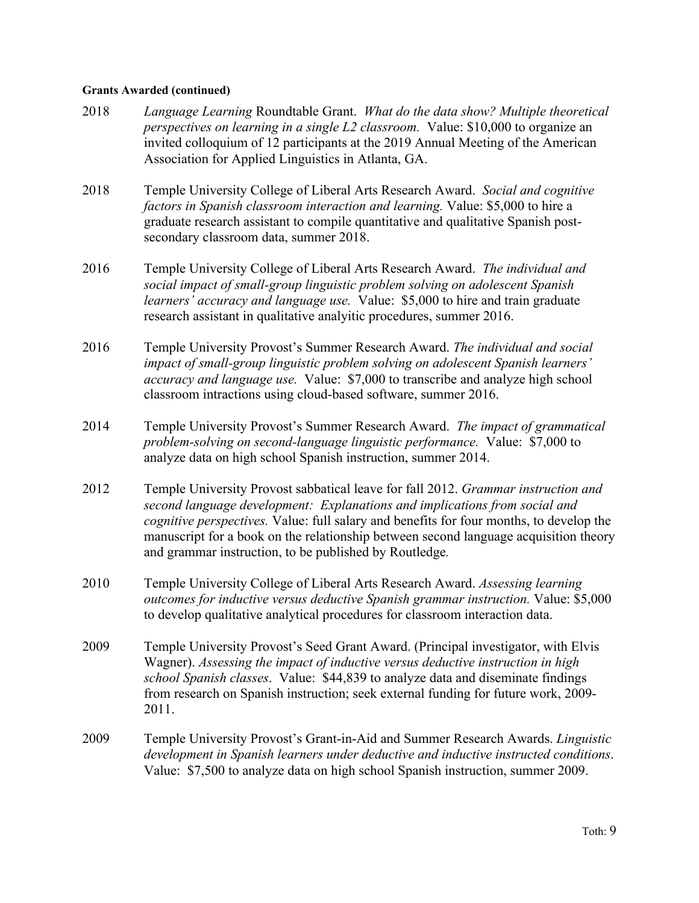**Grants Awarded (continued)**

2018 *Language Learning* Roundtable Grant. *What do the data show? Multiple theoretical perspectives on learning in a single L2 classroom.* Value: $10,000 to organize an invited colloquium of 12 participants at the 2019 Annual Meeting of the American Association for Applied Linguistics in Atlanta, GA.

2018 Temple University College of Liberal Arts Research Award. *Social and cognitive factors in Spanish classroom interaction and learning.* Value: $5,000 to hire a graduate research assistant to compile quantitative and qualitative Spanish post-secondary classroom data, summer 2018.

2016 Temple University College of Liberal Arts Research Award. *The individual and social impact of small-group linguistic problem solving on adolescent Spanish learners' accuracy and language use.* Value: $5,000 to hire and train graduate research assistant in qualitative analyitic procedures, summer 2016.

2016 Temple University Provost's Summer Research Award. *The individual and social impact of small-group linguistic problem solving on adolescent Spanish learners' accuracy and language use.* Value: $7,000 to transcribe and analyze high school classroom intractions using cloud-based software, summer 2016.

2014 Temple University Provost's Summer Research Award. *The impact of grammatical problem-solving on second-language linguistic performance.* Value: $7,000 to analyze data on high school Spanish instruction, summer 2014.

2012 Temple University Provost sabbatical leave for fall 2012. *Grammar instruction and second language development: Explanations and implications from social and cognitive perspectives.* Value: full salary and benefits for four months, to develop the manuscript for a book on the relationship between second language acquisition theory and grammar instruction, to be published by Routledge*.*

2010 Temple University College of Liberal Arts Research Award. *Assessing learning outcomes for inductive versus deductive Spanish grammar instruction.* Value: $5,000 to develop qualitative analytical procedures for classroom interaction data.

2009 Temple University Provost's Seed Grant Award. (Principal investigator, with Elvis Wagner). *Assessing the impact of inductive versus deductive instruction in high school Spanish classes*. Value: $44,839 to analyze data and diseminate findings from research on Spanish instruction; seek external funding for future work, 2009-2011.

2009 Temple University Provost's Grant-in-Aid and Summer Research Awards. *Linguistic development in Spanish learners under deductive and inductive instructed conditions*. Value: $7,500 to analyze data on high school Spanish instruction, summer 2009.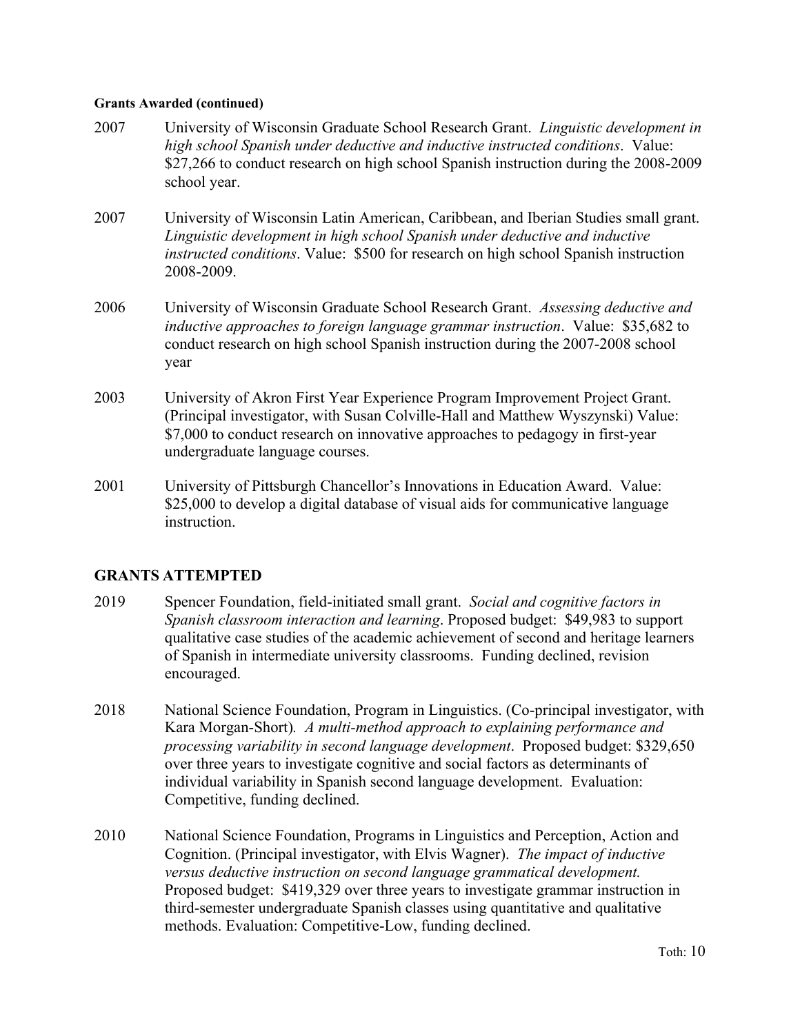**Grants Awarded (continued)**

2007 University of Wisconsin Graduate School Research Grant. *Linguistic development in high school Spanish under deductive and inductive instructed conditions*. Value: $27,266 to conduct research on high school Spanish instruction during the 2008-2009 school year.

2007 University of Wisconsin Latin American, Caribbean, and Iberian Studies small grant. *Linguistic development in high school Spanish under deductive and inductive instructed conditions*. Value: $500 for research on high school Spanish instruction 2008-2009.

2006 University of Wisconsin Graduate School Research Grant. *Assessing deductive and inductive approaches to foreign language grammar instruction*. Value: $35,682 to conduct research on high school Spanish instruction during the 2007-2008 school year

2003 University of Akron First Year Experience Program Improvement Project Grant. (Principal investigator, with Susan Colville-Hall and Matthew Wyszynski) Value: $7,000 to conduct research on innovative approaches to pedagogy in first-year undergraduate language courses.

2001 University of Pittsburgh Chancellor's Innovations in Education Award. Value: $25,000 to develop a digital database of visual aids for communicative language instruction.

## GRANTS ATTEMPTED

2019 Spencer Foundation, field-initiated small grant. *Social and cognitive factors in Spanish classroom interaction and learning*. Proposed budget: $49,983 to support qualitative case studies of the academic achievement of second and heritage learners of Spanish in intermediate university classrooms. Funding declined, revision encouraged.

2018 National Science Foundation, Program in Linguistics. (Co-principal investigator, with Kara Morgan-Short). *A multi-method approach to explaining performance and processing variability in second language development*. Proposed budget: $329,650 over three years to investigate cognitive and social factors as determinants of individual variability in Spanish second language development. Evaluation: Competitive, funding declined.

2010 National Science Foundation, Programs in Linguistics and Perception, Action and Cognition. (Principal investigator, with Elvis Wagner). *The impact of inductive versus deductive instruction on second language grammatical development.* Proposed budget: $419,329 over three years to investigate grammar instruction in third-semester undergraduate Spanish classes using quantitative and qualitative methods. Evaluation: Competitive-Low, funding declined.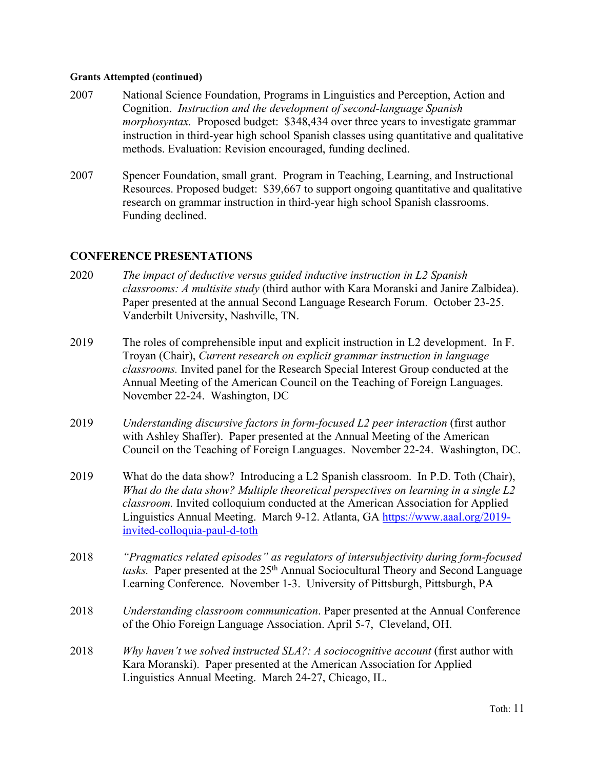**Grants Attempted (continued)**

2007 National Science Foundation, Programs in Linguistics and Perception, Action and Cognition. *Instruction and the development of second-language Spanish morphosyntax.* Proposed budget: $348,434 over three years to investigate grammar instruction in third-year high school Spanish classes using quantitative and qualitative methods. Evaluation: Revision encouraged, funding declined.

2007 Spencer Foundation, small grant. Program in Teaching, Learning, and Instructional Resources. Proposed budget: $39,667 to support ongoing quantitative and qualitative research on grammar instruction in third-year high school Spanish classrooms. Funding declined.

## CONFERENCE PRESENTATIONS

2020 *The impact of deductive versus guided inductive instruction in L2 Spanish classrooms: A multisite study* (third author with Kara Moranski and Janire Zalbidea). Paper presented at the annual Second Language Research Forum. October 23-25. Vanderbilt University, Nashville, TN.

2019 The roles of comprehensible input and explicit instruction in L2 development. In F. Troyan (Chair), *Current research on explicit grammar instruction in language classrooms.* Invited panel for the Research Special Interest Group conducted at the Annual Meeting of the American Council on the Teaching of Foreign Languages. November 22-24. Washington, DC

2019 *Understanding discursive factors in form-focused L2 peer interaction* (first author with Ashley Shaffer). Paper presented at the Annual Meeting of the American Council on the Teaching of Foreign Languages. November 22-24. Washington, DC.

2019 What do the data show? Introducing a L2 Spanish classroom. In P.D. Toth (Chair), *What do the data show? Multiple theoretical perspectives on learning in a single L2 classroom.* Invited colloquium conducted at the American Association for Applied Linguistics Annual Meeting. March 9-12. Atlanta, GA https://www.aaal.org/2019-invited-colloquia-paul-d-toth

2018 *"Pragmatics related episodes" as regulators of intersubjectivity during form-focused tasks.* Paper presented at the 25th Annual Sociocultural Theory and Second Language Learning Conference. November 1-3. University of Pittsburgh, Pittsburgh, PA

2018 *Understanding classroom communication*. Paper presented at the Annual Conference of the Ohio Foreign Language Association. April 5-7, Cleveland, OH.

2018 *Why haven't we solved instructed SLA?: A sociocognitive account* (first author with Kara Moranski). Paper presented at the American Association for Applied Linguistics Annual Meeting. March 24-27, Chicago, IL.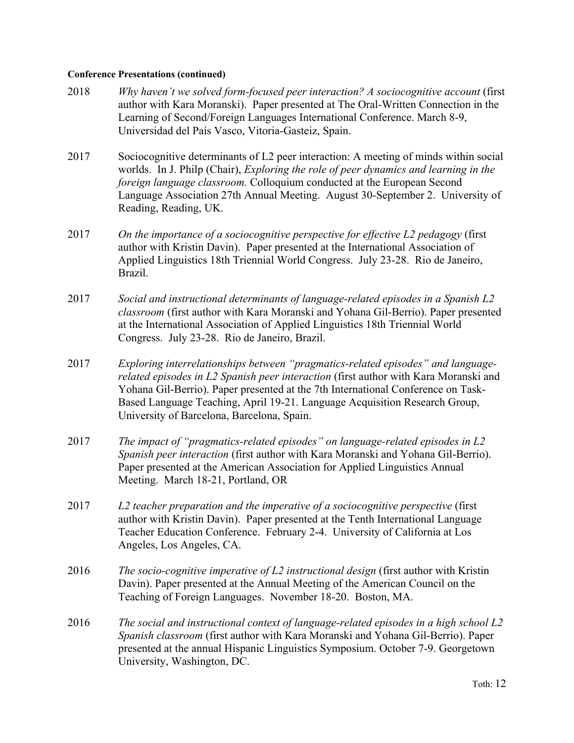**Conference Presentations (continued)**

2018 *Why haven't we solved form-focused peer interaction? A sociocognitive account* (first author with Kara Moranski). Paper presented at The Oral-Written Connection in the Learning of Second/Foreign Languages International Conference. March 8-9, Universidad del País Vasco, Vitoria-Gasteiz, Spain.

2017 Sociocognitive determinants of L2 peer interaction: A meeting of minds within social worlds. In J. Philp (Chair), *Exploring the role of peer dynamics and learning in the foreign language classroom.* Colloquium conducted at the European Second Language Association 27th Annual Meeting. August 30-September 2. University of Reading, Reading, UK.

2017 *On the importance of a sociocognitive perspective for effective L2 pedagogy* (first author with Kristin Davin). Paper presented at the International Association of Applied Linguistics 18th Triennial World Congress. July 23-28. Rio de Janeiro, Brazil.

2017 *Social and instructional determinants of language-related episodes in a Spanish L2 classroom* (first author with Kara Moranski and Yohana Gil-Berrio). Paper presented at the International Association of Applied Linguistics 18th Triennial World Congress. July 23-28. Rio de Janeiro, Brazil.

2017 *Exploring interrelationships between "pragmatics-related episodes" and language-related episodes in L2 Spanish peer interaction* (first author with Kara Moranski and Yohana Gil-Berrio). Paper presented at the 7th International Conference on Task-Based Language Teaching, April 19-21. Language Acquisition Research Group, University of Barcelona, Barcelona, Spain.

2017 *The impact of "pragmatics-related episodes" on language-related episodes in L2 Spanish peer interaction* (first author with Kara Moranski and Yohana Gil-Berrio). Paper presented at the American Association for Applied Linguistics Annual Meeting. March 18-21, Portland, OR

2017 *L2 teacher preparation and the imperative of a sociocognitive perspective* (first author with Kristin Davin). Paper presented at the Tenth International Language Teacher Education Conference. February 2-4. University of California at Los Angeles, Los Angeles, CA.

2016 *The socio-cognitive imperative of L2 instructional design* (first author with Kristin Davin). Paper presented at the Annual Meeting of the American Council on the Teaching of Foreign Languages. November 18-20. Boston, MA.

2016 *The social and instructional context of language-related episodes in a high school L2 Spanish classroom* (first author with Kara Moranski and Yohana Gil-Berrio). Paper presented at the annual Hispanic Linguistics Symposium. October 7-9. Georgetown University, Washington, DC.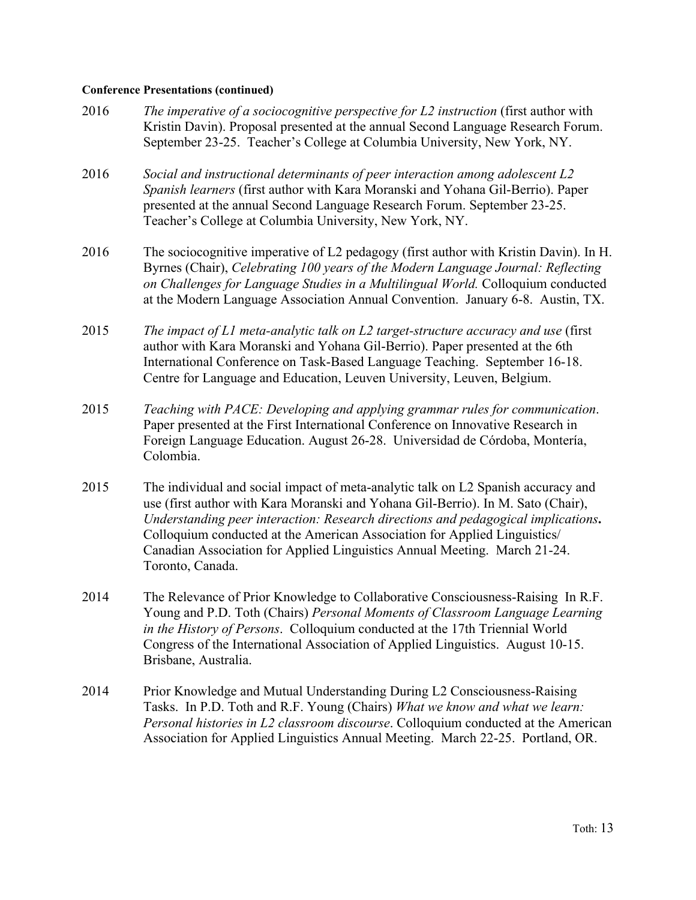**Conference Presentations (continued)**

2016 *The imperative of a sociocognitive perspective for L2 instruction* (first author with Kristin Davin). Proposal presented at the annual Second Language Research Forum. September 23-25. Teacher's College at Columbia University, New York, NY.

2016 *Social and instructional determinants of peer interaction among adolescent L2 Spanish learners* (first author with Kara Moranski and Yohana Gil-Berrio). Paper presented at the annual Second Language Research Forum. September 23-25. Teacher's College at Columbia University, New York, NY.

2016 The sociocognitive imperative of L2 pedagogy (first author with Kristin Davin). In H. Byrnes (Chair), *Celebrating 100 years of the Modern Language Journal: Reflecting on Challenges for Language Studies in a Multilingual World.* Colloquium conducted at the Modern Language Association Annual Convention. January 6-8. Austin, TX.

2015 *The impact of L1 meta-analytic talk on L2 target-structure accuracy and use* (first author with Kara Moranski and Yohana Gil-Berrio). Paper presented at the 6th International Conference on Task-Based Language Teaching. September 16-18. Centre for Language and Education, Leuven University, Leuven, Belgium.

2015 *Teaching with PACE: Developing and applying grammar rules for communication*. Paper presented at the First International Conference on Innovative Research in Foreign Language Education. August 26-28. Universidad de Córdoba, Montería, Colombia.

2015 The individual and social impact of meta-analytic talk on L2 Spanish accuracy and use (first author with Kara Moranski and Yohana Gil-Berrio). In M. Sato (Chair), *Understanding peer interaction: Research directions and pedagogical implications***.** Colloquium conducted at the American Association for Applied Linguistics/ Canadian Association for Applied Linguistics Annual Meeting. March 21-24. Toronto, Canada.

2014 The Relevance of Prior Knowledge to Collaborative Consciousness-Raising In R.F. Young and P.D. Toth (Chairs) *Personal Moments of Classroom Language Learning in the History of Persons*. Colloquium conducted at the 17th Triennial World Congress of the International Association of Applied Linguistics. August 10-15. Brisbane, Australia.

2014 Prior Knowledge and Mutual Understanding During L2 Consciousness-Raising Tasks. In P.D. Toth and R.F. Young (Chairs) *What we know and what we learn: Personal histories in L2 classroom discourse*. Colloquium conducted at the American Association for Applied Linguistics Annual Meeting. March 22-25. Portland, OR.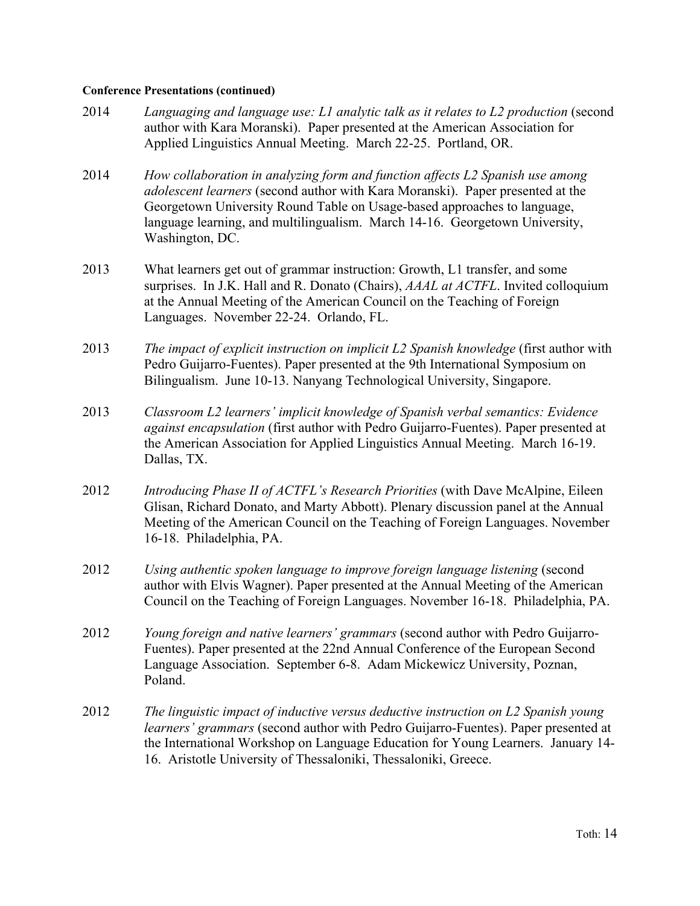**Conference Presentations (continued)**

2014 *Languaging and language use: L1 analytic talk as it relates to L2 production* (second author with Kara Moranski). Paper presented at the American Association for Applied Linguistics Annual Meeting. March 22-25. Portland, OR.

2014 *How collaboration in analyzing form and function affects L2 Spanish use among adolescent learners* (second author with Kara Moranski). Paper presented at the Georgetown University Round Table on Usage-based approaches to language, language learning, and multilingualism. March 14-16. Georgetown University, Washington, DC.

2013 What learners get out of grammar instruction: Growth, L1 transfer, and some surprises. In J.K. Hall and R. Donato (Chairs), *AAAL at ACTFL*. Invited colloquium at the Annual Meeting of the American Council on the Teaching of Foreign Languages. November 22-24. Orlando, FL.

2013 *The impact of explicit instruction on implicit L2 Spanish knowledge* (first author with Pedro Guijarro-Fuentes). Paper presented at the 9th International Symposium on Bilingualism. June 10-13. Nanyang Technological University, Singapore.

2013 *Classroom L2 learners' implicit knowledge of Spanish verbal semantics: Evidence against encapsulation* (first author with Pedro Guijarro-Fuentes). Paper presented at the American Association for Applied Linguistics Annual Meeting. March 16-19. Dallas, TX.

2012 *Introducing Phase II of ACTFL's Research Priorities* (with Dave McAlpine, Eileen Glisan, Richard Donato, and Marty Abbott). Plenary discussion panel at the Annual Meeting of the American Council on the Teaching of Foreign Languages. November 16-18. Philadelphia, PA.

2012 *Using authentic spoken language to improve foreign language listening* (second author with Elvis Wagner). Paper presented at the Annual Meeting of the American Council on the Teaching of Foreign Languages. November 16-18. Philadelphia, PA.

2012 *Young foreign and native learners' grammars* (second author with Pedro Guijarro-Fuentes). Paper presented at the 22nd Annual Conference of the European Second Language Association. September 6-8. Adam Mickewicz University, Poznan, Poland.

2012 *The linguistic impact of inductive versus deductive instruction on L2 Spanish young learners' grammars* (second author with Pedro Guijarro-Fuentes). Paper presented at the International Workshop on Language Education for Young Learners. January 14-16. Aristotle University of Thessaloniki, Thessaloniki, Greece.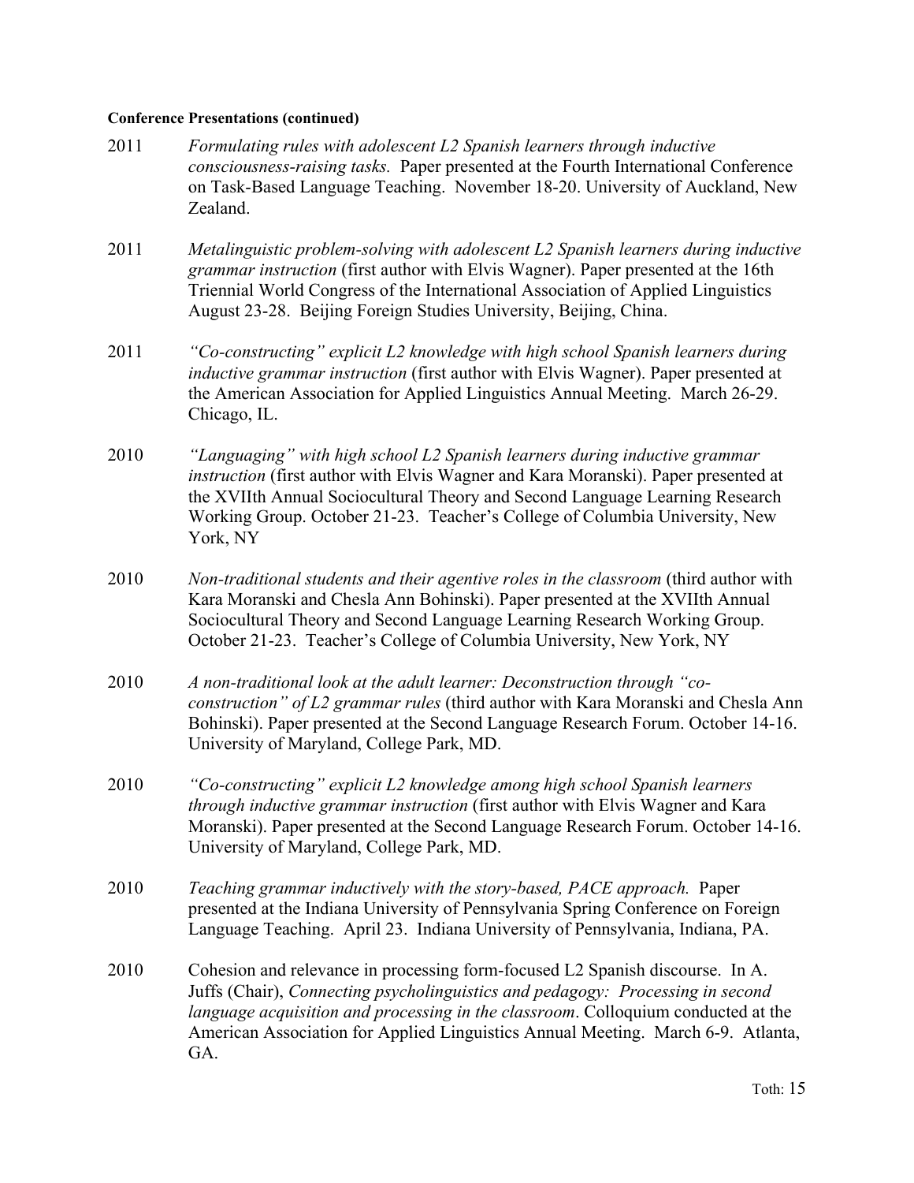**Conference Presentations (continued)**

2011 *Formulating rules with adolescent L2 Spanish learners through inductive consciousness-raising tasks.* Paper presented at the Fourth International Conference on Task-Based Language Teaching. November 18-20. University of Auckland, New Zealand.

2011 *Metalinguistic problem-solving with adolescent L2 Spanish learners during inductive grammar instruction* (first author with Elvis Wagner). Paper presented at the 16th Triennial World Congress of the International Association of Applied Linguistics August 23-28. Beijing Foreign Studies University, Beijing, China.

2011 *"Co-constructing" explicit L2 knowledge with high school Spanish learners during inductive grammar instruction* (first author with Elvis Wagner). Paper presented at the American Association for Applied Linguistics Annual Meeting. March 26-29. Chicago, IL.

2010 *"Languaging" with high school L2 Spanish learners during inductive grammar instruction* (first author with Elvis Wagner and Kara Moranski). Paper presented at the XVIIth Annual Sociocultural Theory and Second Language Learning Research Working Group. October 21-23. Teacher's College of Columbia University, New York, NY

2010 *Non-traditional students and their agentive roles in the classroom* (third author with Kara Moranski and Chesla Ann Bohinski). Paper presented at the XVIIth Annual Sociocultural Theory and Second Language Learning Research Working Group. October 21-23. Teacher's College of Columbia University, New York, NY

2010 *A non-traditional look at the adult learner: Deconstruction through "co-construction" of L2 grammar rules* (third author with Kara Moranski and Chesla Ann Bohinski). Paper presented at the Second Language Research Forum. October 14-16. University of Maryland, College Park, MD.

2010 *"Co-constructing" explicit L2 knowledge among high school Spanish learners through inductive grammar instruction* (first author with Elvis Wagner and Kara Moranski). Paper presented at the Second Language Research Forum. October 14-16. University of Maryland, College Park, MD.

2010 *Teaching grammar inductively with the story-based, PACE approach.* Paper presented at the Indiana University of Pennsylvania Spring Conference on Foreign Language Teaching. April 23. Indiana University of Pennsylvania, Indiana, PA.

2010 Cohesion and relevance in processing form-focused L2 Spanish discourse. In A. Juffs (Chair), *Connecting psycholinguistics and pedagogy: Processing in second language acquisition and processing in the classroom*. Colloquium conducted at the American Association for Applied Linguistics Annual Meeting. March 6-9. Atlanta, GA.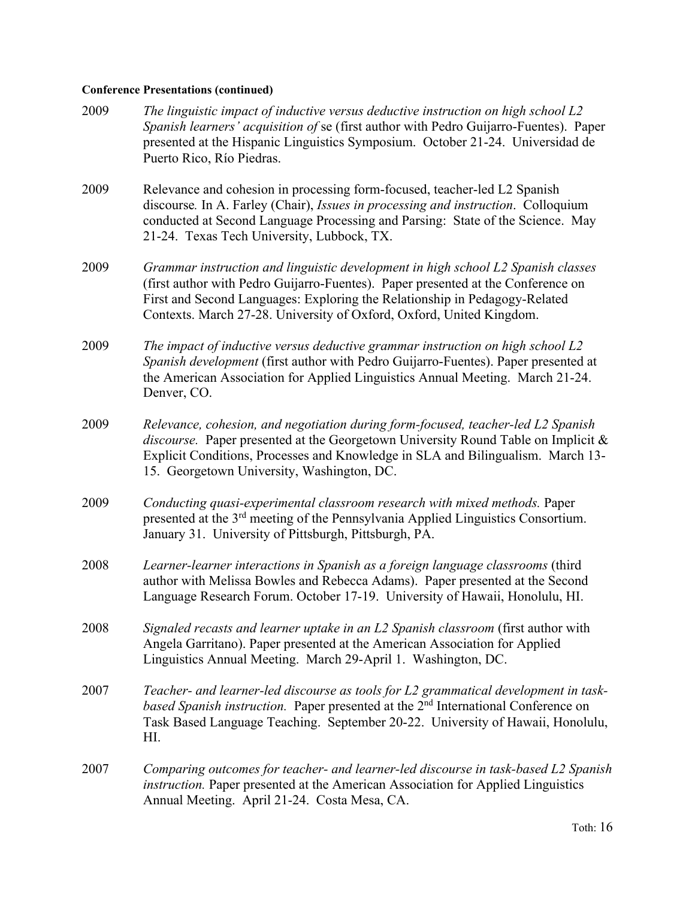**Conference Presentations (continued)**

2009 *The linguistic impact of inductive versus deductive instruction on high school L2 Spanish learners' acquisition of* se (first author with Pedro Guijarro-Fuentes). Paper presented at the Hispanic Linguistics Symposium. October 21-24. Universidad de Puerto Rico, Río Piedras.

2009 Relevance and cohesion in processing form-focused, teacher-led L2 Spanish discourse*.* In A. Farley (Chair), *Issues in processing and instruction*. Colloquium conducted at Second Language Processing and Parsing: State of the Science. May 21-24. Texas Tech University, Lubbock, TX.

2009 *Grammar instruction and linguistic development in high school L2 Spanish classes* (first author with Pedro Guijarro-Fuentes). Paper presented at the Conference on First and Second Languages: Exploring the Relationship in Pedagogy-Related Contexts. March 27-28. University of Oxford, Oxford, United Kingdom.

2009 *The impact of inductive versus deductive grammar instruction on high school L2 Spanish development* (first author with Pedro Guijarro-Fuentes). Paper presented at the American Association for Applied Linguistics Annual Meeting. March 21-24. Denver, CO.

2009 *Relevance, cohesion, and negotiation during form-focused, teacher-led L2 Spanish discourse.* Paper presented at the Georgetown University Round Table on Implicit & Explicit Conditions, Processes and Knowledge in SLA and Bilingualism. March 13-15. Georgetown University, Washington, DC.

2009 *Conducting quasi-experimental classroom research with mixed methods.* Paper presented at the 3rd meeting of the Pennsylvania Applied Linguistics Consortium. January 31. University of Pittsburgh, Pittsburgh, PA.

2008 *Learner-learner interactions in Spanish as a foreign language classrooms* (third author with Melissa Bowles and Rebecca Adams). Paper presented at the Second Language Research Forum. October 17-19. University of Hawaii, Honolulu, HI.

2008 *Signaled recasts and learner uptake in an L2 Spanish classroom* (first author with Angela Garritano). Paper presented at the American Association for Applied Linguistics Annual Meeting. March 29-April 1. Washington, DC.

2007 *Teacher- and learner-led discourse as tools for L2 grammatical development in task-based Spanish instruction.* Paper presented at the 2nd International Conference on Task Based Language Teaching. September 20-22. University of Hawaii, Honolulu, HI.

2007 *Comparing outcomes for teacher- and learner-led discourse in task-based L2 Spanish instruction.* Paper presented at the American Association for Applied Linguistics Annual Meeting. April 21-24. Costa Mesa, CA.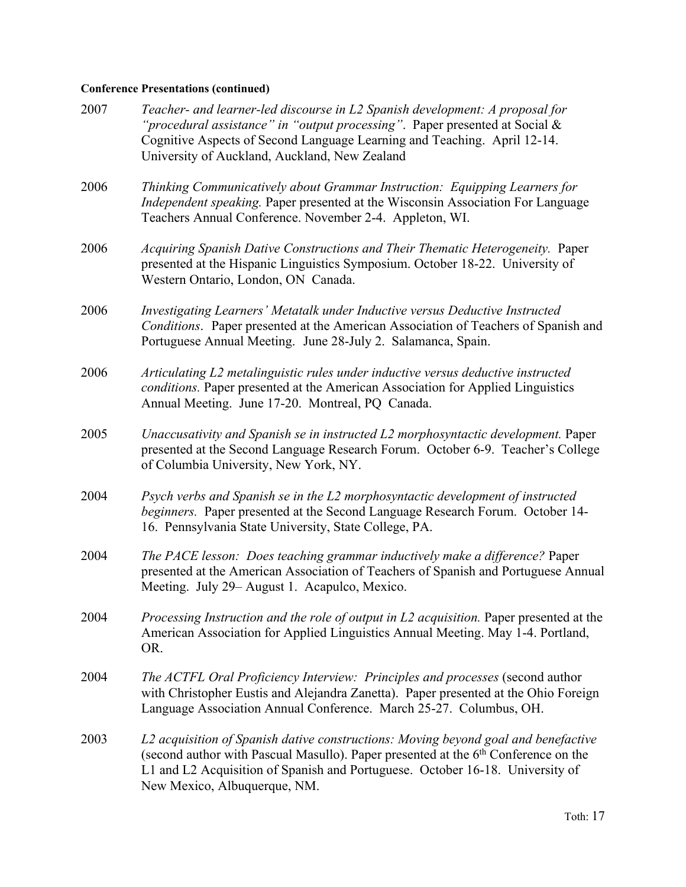**Conference Presentations (continued)**

2007 *Teacher- and learner-led discourse in L2 Spanish development: A proposal for "procedural assistance" in "output processing"*. Paper presented at Social & Cognitive Aspects of Second Language Learning and Teaching. April 12-14. University of Auckland, Auckland, New Zealand

2006 *Thinking Communicatively about Grammar Instruction: Equipping Learners for Independent speaking.* Paper presented at the Wisconsin Association For Language Teachers Annual Conference. November 2-4. Appleton, WI.

2006 *Acquiring Spanish Dative Constructions and Their Thematic Heterogeneity.* Paper presented at the Hispanic Linguistics Symposium. October 18-22. University of Western Ontario, London, ON Canada.

2006 *Investigating Learners' Metatalk under Inductive versus Deductive Instructed Conditions*. Paper presented at the American Association of Teachers of Spanish and Portuguese Annual Meeting. June 28-July 2. Salamanca, Spain.

2006 *Articulating L2 metalinguistic rules under inductive versus deductive instructed conditions.* Paper presented at the American Association for Applied Linguistics Annual Meeting. June 17-20. Montreal, PQ Canada.

2005 *Unaccusativity and Spanish se in instructed L2 morphosyntactic development.* Paper presented at the Second Language Research Forum. October 6-9. Teacher's College of Columbia University, New York, NY.

2004 *Psych verbs and Spanish se in the L2 morphosyntactic development of instructed beginners.* Paper presented at the Second Language Research Forum. October 14-16. Pennsylvania State University, State College, PA.

2004 *The PACE lesson: Does teaching grammar inductively make a difference?* Paper presented at the American Association of Teachers of Spanish and Portuguese Annual Meeting. July 29– August 1. Acapulco, Mexico.

2004 *Processing Instruction and the role of output in L2 acquisition.* Paper presented at the American Association for Applied Linguistics Annual Meeting. May 1-4. Portland, OR.

2004 *The ACTFL Oral Proficiency Interview: Principles and processes* (second author with Christopher Eustis and Alejandra Zanetta). Paper presented at the Ohio Foreign Language Association Annual Conference. March 25-27. Columbus, OH.

2003 *L2 acquisition of Spanish dative constructions: Moving beyond goal and benefactive* (second author with Pascual Masullo). Paper presented at the 6th Conference on the L1 and L2 Acquisition of Spanish and Portuguese. October 16-18. University of New Mexico, Albuquerque, NM.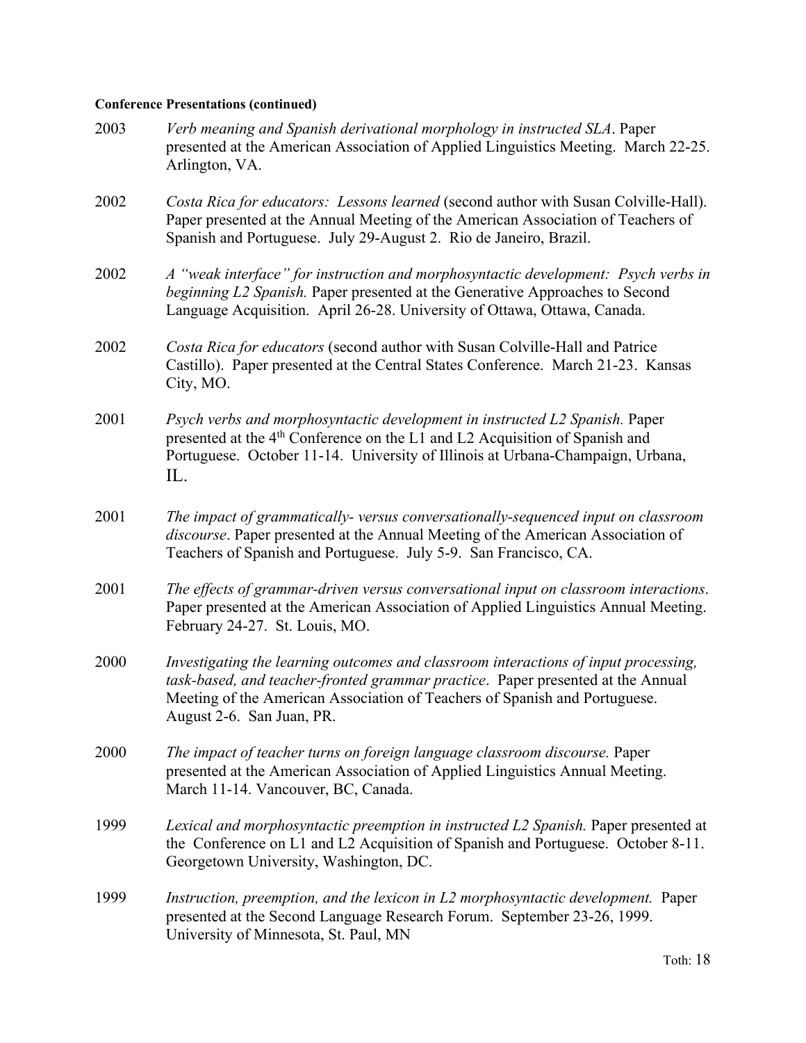**Conference Presentations (continued)**

2003 *Verb meaning and Spanish derivational morphology in instructed SLA*. Paper presented at the American Association of Applied Linguistics Meeting. March 22-25. Arlington, VA.

2002 *Costa Rica for educators: Lessons learned* (second author with Susan Colville-Hall). Paper presented at the Annual Meeting of the American Association of Teachers of Spanish and Portuguese. July 29-August 2. Rio de Janeiro, Brazil.

2002 *A "weak interface" for instruction and morphosyntactic development: Psych verbs in beginning L2 Spanish.* Paper presented at the Generative Approaches to Second Language Acquisition. April 26-28. University of Ottawa, Ottawa, Canada.

2002 *Costa Rica for educators* (second author with Susan Colville-Hall and Patrice Castillo). Paper presented at the Central States Conference. March 21-23. Kansas City, MO.

2001 *Psych verbs and morphosyntactic development in instructed L2 Spanish.* Paper presented at the 4th Conference on the L1 and L2 Acquisition of Spanish and Portuguese. October 11-14. University of Illinois at Urbana-Champaign, Urbana, IL.

2001 *The impact of grammatically- versus conversationally-sequenced input on classroom discourse*. Paper presented at the Annual Meeting of the American Association of Teachers of Spanish and Portuguese. July 5-9. San Francisco, CA.

2001 *The effects of grammar-driven versus conversational input on classroom interactions*. Paper presented at the American Association of Applied Linguistics Annual Meeting. February 24-27. St. Louis, MO.

2000 *Investigating the learning outcomes and classroom interactions of input processing, task-based, and teacher-fronted grammar practice*. Paper presented at the Annual Meeting of the American Association of Teachers of Spanish and Portuguese. August 2-6. San Juan, PR.

2000 *The impact of teacher turns on foreign language classroom discourse.* Paper presented at the American Association of Applied Linguistics Annual Meeting. March 11-14. Vancouver, BC, Canada.

1999 *Lexical and morphosyntactic preemption in instructed L2 Spanish.* Paper presented at the Conference on L1 and L2 Acquisition of Spanish and Portuguese. October 8-11. Georgetown University, Washington, DC.

1999 *Instruction, preemption, and the lexicon in L2 morphosyntactic development.* Paper presented at the Second Language Research Forum. September 23-26, 1999. University of Minnesota, St. Paul, MN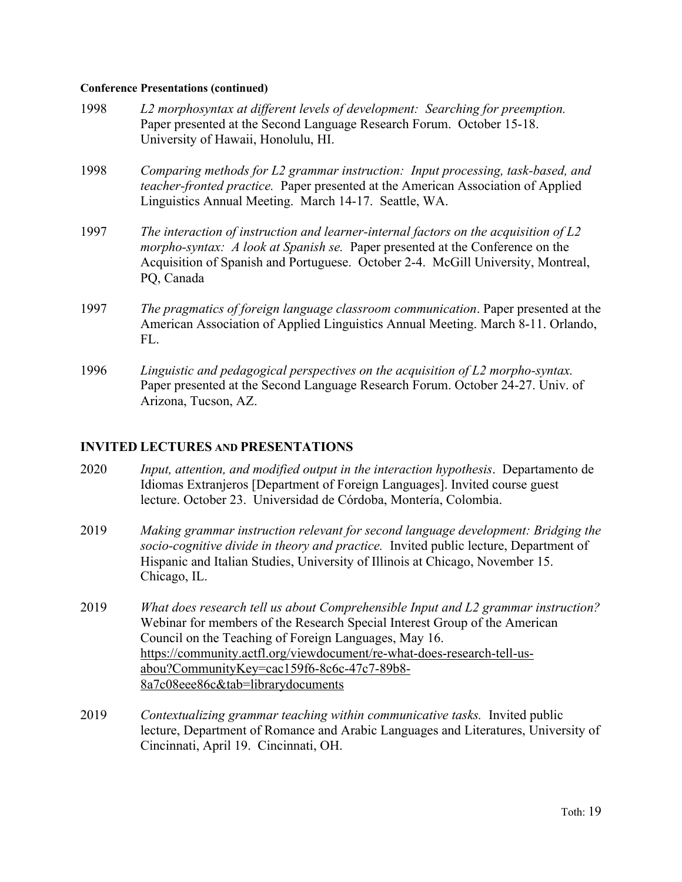**Conference Presentations (continued)**

1998 *L2 morphosyntax at different levels of development: Searching for preemption.* Paper presented at the Second Language Research Forum. October 15-18. University of Hawaii, Honolulu, HI.

1998 *Comparing methods for L2 grammar instruction: Input processing, task-based, and teacher-fronted practice.* Paper presented at the American Association of Applied Linguistics Annual Meeting. March 14-17. Seattle, WA.

1997 *The interaction of instruction and learner-internal factors on the acquisition of L2 morpho-syntax: A look at Spanish se.* Paper presented at the Conference on the Acquisition of Spanish and Portuguese. October 2-4. McGill University, Montreal, PQ, Canada

1997 *The pragmatics of foreign language classroom communication*. Paper presented at the American Association of Applied Linguistics Annual Meeting. March 8-11. Orlando, FL.

1996 *Linguistic and pedagogical perspectives on the acquisition of L2 morpho-syntax.* Paper presented at the Second Language Research Forum. October 24-27. Univ. of Arizona, Tucson, AZ.

## INVITED LECTURES AND PRESENTATIONS

2020 *Input, attention, and modified output in the interaction hypothesis*. Departamento de Idiomas Extranjeros [Department of Foreign Languages]. Invited course guest lecture. October 23. Universidad de Córdoba, Montería, Colombia.

2019 *Making grammar instruction relevant for second language development: Bridging the socio-cognitive divide in theory and practice.* Invited public lecture, Department of Hispanic and Italian Studies, University of Illinois at Chicago, November 15. Chicago, IL.

2019 *What does research tell us about Comprehensible Input and L2 grammar instruction?* Webinar for members of the Research Special Interest Group of the American Council on the Teaching of Foreign Languages, May 16. https://community.actfl.org/viewdocument/re-what-does-research-tell-us-abou?CommunityKey=cac159f6-8c6c-47c7-89b8-8a7c08eee86c&tab=librarydocuments

2019 *Contextualizing grammar teaching within communicative tasks.* Invited public lecture, Department of Romance and Arabic Languages and Literatures, University of Cincinnati, April 19. Cincinnati, OH.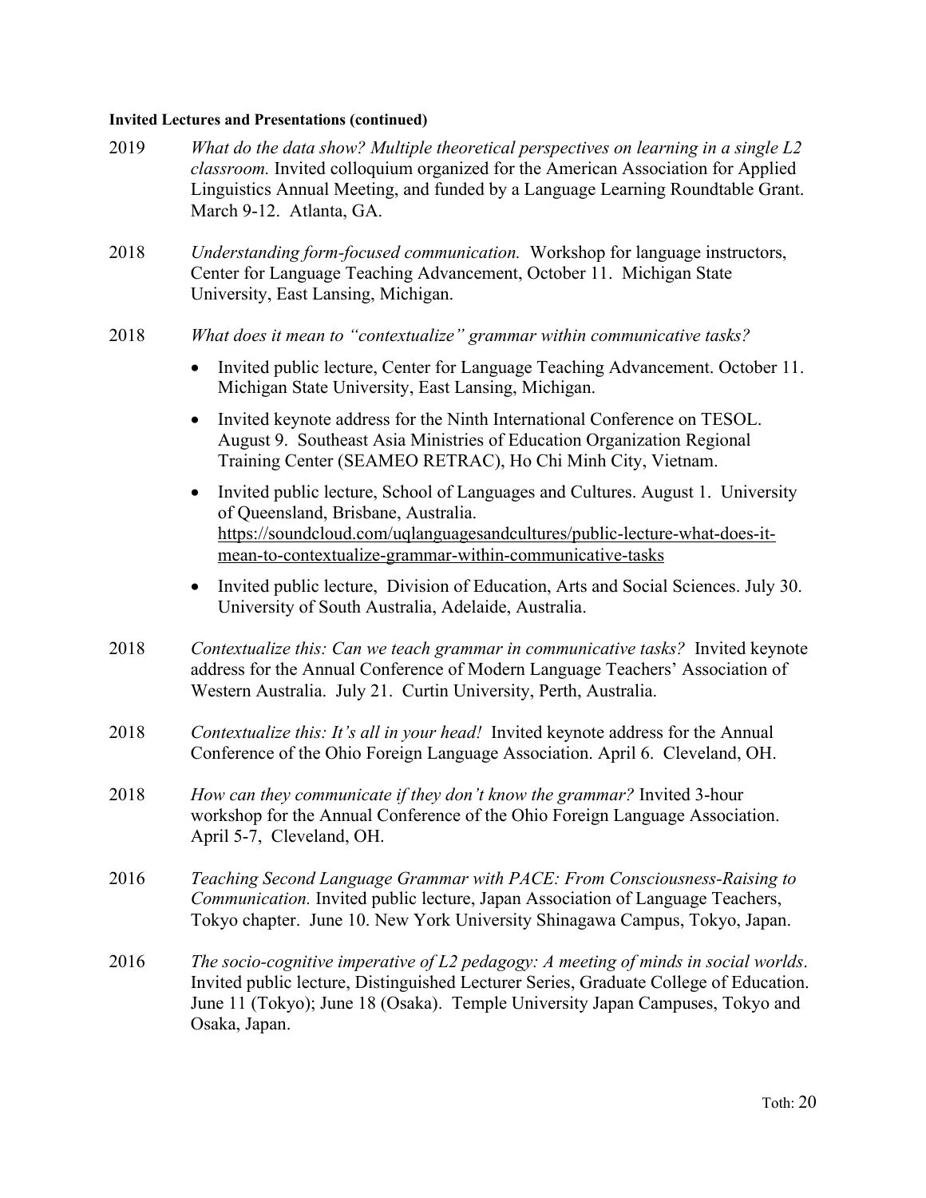**Invited Lectures and Presentations (continued)**

2019 *What do the data show? Multiple theoretical perspectives on learning in a single L2 classroom.* Invited colloquium organized for the American Association for Applied Linguistics Annual Meeting, and funded by a Language Learning Roundtable Grant. March 9-12. Atlanta, GA.

2018 *Understanding form-focused communication.* Workshop for language instructors, Center for Language Teaching Advancement, October 11. Michigan State University, East Lansing, Michigan.

2018 *What does it mean to "contextualize" grammar within communicative tasks?*

- Invited public lecture, Center for Language Teaching Advancement. October 11. Michigan State University, East Lansing, Michigan.
- Invited keynote address for the Ninth International Conference on TESOL. August 9. Southeast Asia Ministries of Education Organization Regional Training Center (SEAMEO RETRAC), Ho Chi Minh City, Vietnam.
- Invited public lecture, School of Languages and Cultures. August 1. University of Queensland, Brisbane, Australia. https://soundcloud.com/uqlanguagesandcultures/public-lecture-what-does-it-mean-to-contextualize-grammar-within-communicative-tasks
- Invited public lecture, Division of Education, Arts and Social Sciences. July 30. University of South Australia, Adelaide, Australia.

2018 *Contextualize this: Can we teach grammar in communicative tasks?* Invited keynote address for the Annual Conference of Modern Language Teachers' Association of Western Australia. July 21. Curtin University, Perth, Australia.

2018 *Contextualize this: It's all in your head!* Invited keynote address for the Annual Conference of the Ohio Foreign Language Association. April 6. Cleveland, OH.

2018 *How can they communicate if they don't know the grammar?* Invited 3-hour workshop for the Annual Conference of the Ohio Foreign Language Association. April 5-7, Cleveland, OH.

2016 *Teaching Second Language Grammar with PACE: From Consciousness-Raising to Communication.* Invited public lecture, Japan Association of Language Teachers, Tokyo chapter. June 10. New York University Shinagawa Campus, Tokyo, Japan.

2016 *The socio-cognitive imperative of L2 pedagogy: A meeting of minds in social worlds*. Invited public lecture, Distinguished Lecturer Series, Graduate College of Education. June 11 (Tokyo); June 18 (Osaka). Temple University Japan Campuses, Tokyo and Osaka, Japan.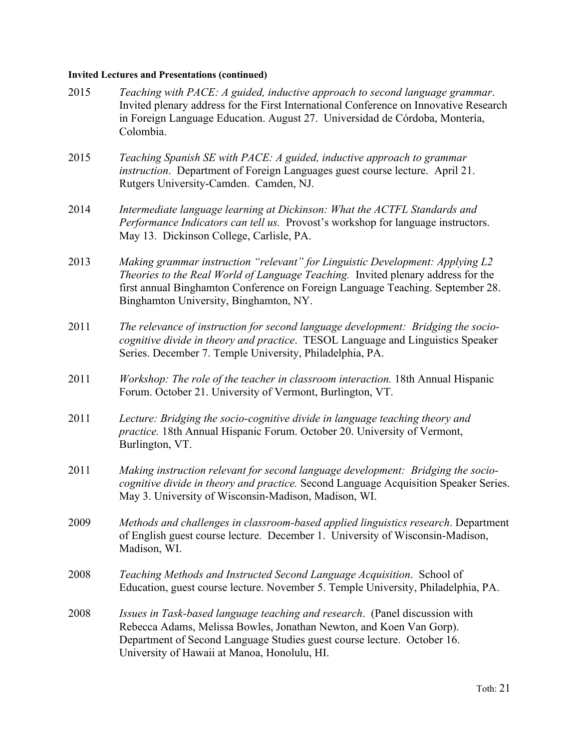**Invited Lectures and Presentations (continued)**

2015 *Teaching with PACE: A guided, inductive approach to second language grammar*. Invited plenary address for the First International Conference on Innovative Research in Foreign Language Education. August 27. Universidad de Córdoba, Montería, Colombia.

2015 *Teaching Spanish SE with PACE: A guided, inductive approach to grammar instruction*. Department of Foreign Languages guest course lecture. April 21. Rutgers University-Camden. Camden, NJ.

2014 *Intermediate language learning at Dickinson: What the ACTFL Standards and Performance Indicators can tell us.* Provost's workshop for language instructors. May 13. Dickinson College, Carlisle, PA.

2013 *Making grammar instruction "relevant" for Linguistic Development: Applying L2 Theories to the Real World of Language Teaching.* Invited plenary address for the first annual Binghamton Conference on Foreign Language Teaching. September 28. Binghamton University, Binghamton, NY.

2011 *The relevance of instruction for second language development: Bridging the socio-cognitive divide in theory and practice*. TESOL Language and Linguistics Speaker Series. December 7. Temple University, Philadelphia, PA.

2011 *Workshop: The role of the teacher in classroom interaction.* 18th Annual Hispanic Forum. October 21. University of Vermont, Burlington, VT.

2011 *Lecture: Bridging the socio-cognitive divide in language teaching theory and practice.* 18th Annual Hispanic Forum. October 20. University of Vermont, Burlington, VT.

2011 *Making instruction relevant for second language development: Bridging the socio-cognitive divide in theory and practice.* Second Language Acquisition Speaker Series. May 3. University of Wisconsin-Madison, Madison, WI.

2009 *Methods and challenges in classroom-based applied linguistics research*. Department of English guest course lecture. December 1. University of Wisconsin-Madison, Madison, WI.

2008 *Teaching Methods and Instructed Second Language Acquisition*. School of Education, guest course lecture. November 5. Temple University, Philadelphia, PA.

2008 *Issues in Task-based language teaching and research*. (Panel discussion with Rebecca Adams, Melissa Bowles, Jonathan Newton, and Koen Van Gorp). Department of Second Language Studies guest course lecture. October 16. University of Hawaii at Manoa, Honolulu, HI.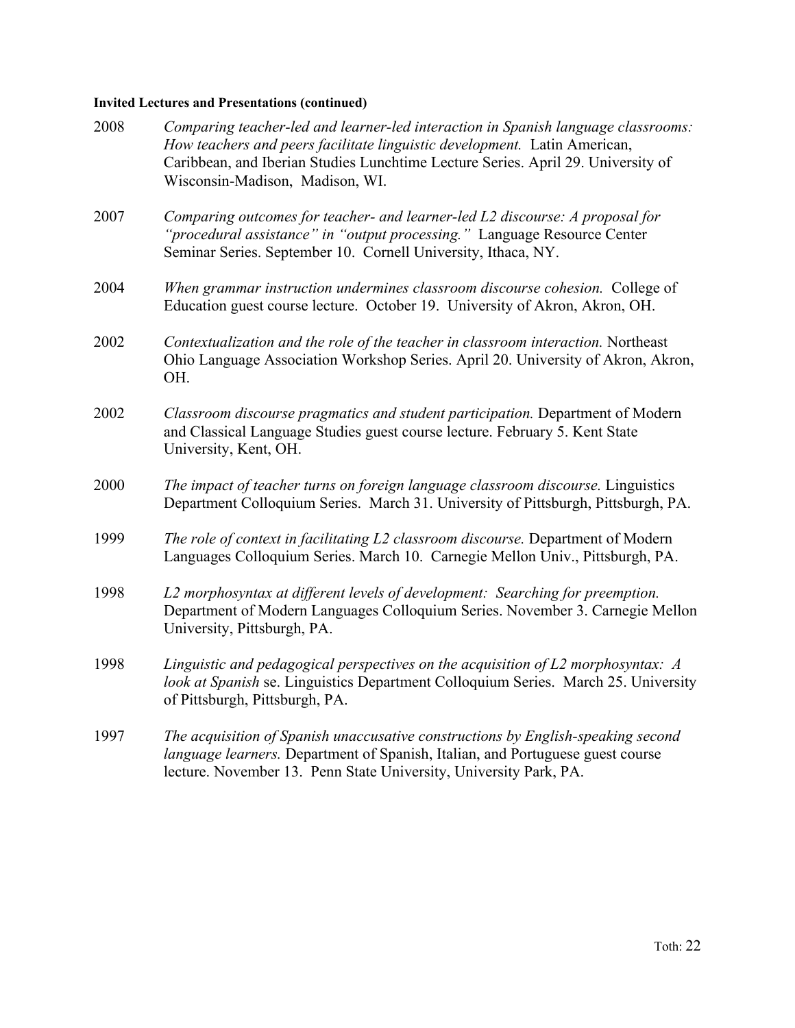**Invited Lectures and Presentations (continued)**

2008 *Comparing teacher-led and learner-led interaction in Spanish language classrooms: How teachers and peers facilitate linguistic development.* Latin American, Caribbean, and Iberian Studies Lunchtime Lecture Series. April 29. University of Wisconsin-Madison, Madison, WI.

2007 *Comparing outcomes for teacher- and learner-led L2 discourse: A proposal for "procedural assistance" in "output processing."* Language Resource Center Seminar Series. September 10. Cornell University, Ithaca, NY.

2004 *When grammar instruction undermines classroom discourse cohesion.* College of Education guest course lecture. October 19. University of Akron, Akron, OH.

2002 *Contextualization and the role of the teacher in classroom interaction.* Northeast Ohio Language Association Workshop Series. April 20. University of Akron, Akron, OH.

2002 *Classroom discourse pragmatics and student participation.* Department of Modern and Classical Language Studies guest course lecture. February 5. Kent State University, Kent, OH.

2000 *The impact of teacher turns on foreign language classroom discourse.* Linguistics Department Colloquium Series. March 31. University of Pittsburgh, Pittsburgh, PA.

1999 *The role of context in facilitating L2 classroom discourse.* Department of Modern Languages Colloquium Series. March 10. Carnegie Mellon Univ., Pittsburgh, PA.

1998 *L2 morphosyntax at different levels of development: Searching for preemption.* Department of Modern Languages Colloquium Series. November 3. Carnegie Mellon University, Pittsburgh, PA.

1998 *Linguistic and pedagogical perspectives on the acquisition of L2 morphosyntax: A look at Spanish* se. Linguistics Department Colloquium Series. March 25. University of Pittsburgh, Pittsburgh, PA.

1997 *The acquisition of Spanish unaccusative constructions by English-speaking second language learners.* Department of Spanish, Italian, and Portuguese guest course lecture. November 13. Penn State University, University Park, PA.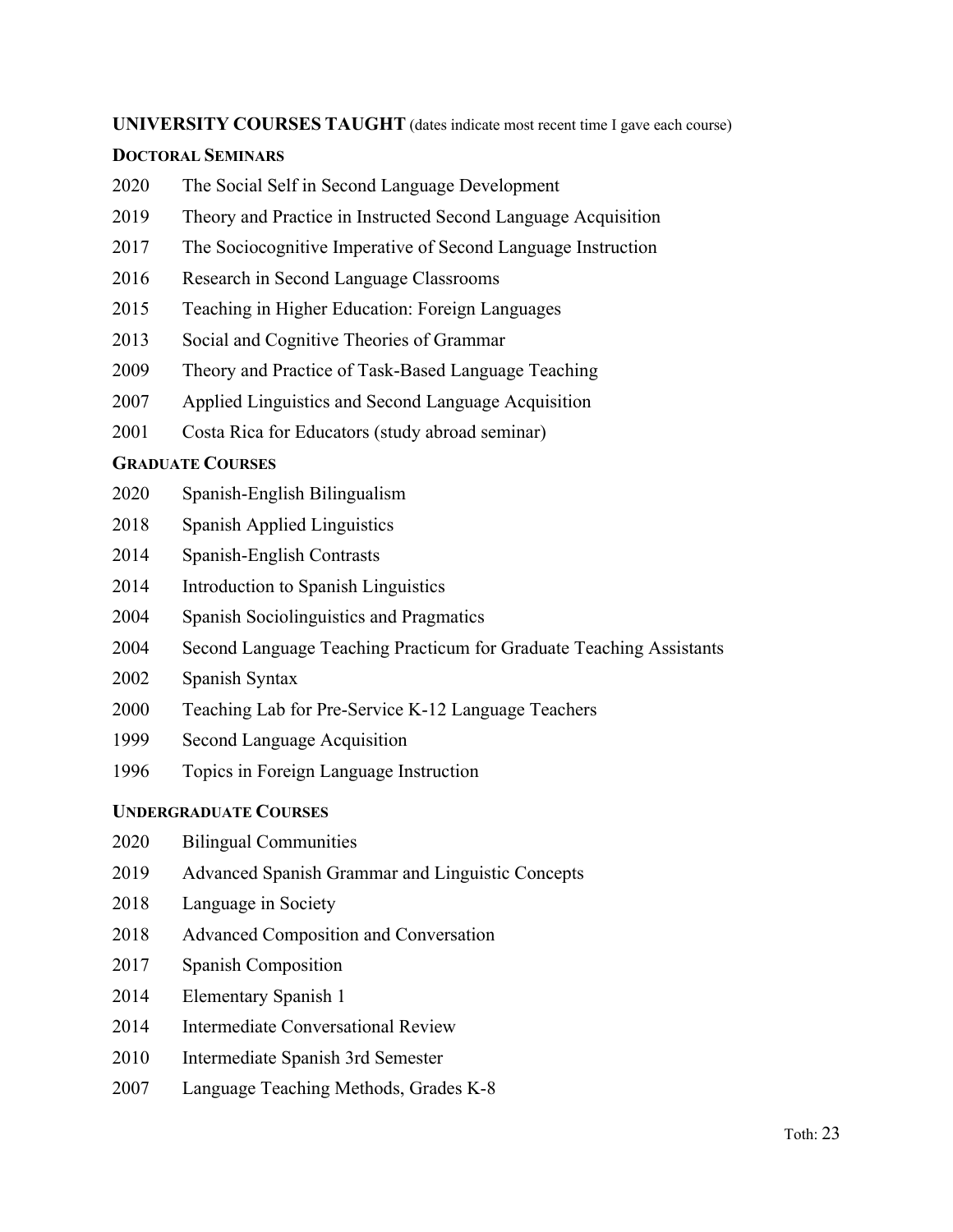**UNIVERSITY COURSES TAUGHT** (dates indicate most recent time I gave each course)

**DOCTORAL SEMINARS**

2020 The Social Self in Second Language Development

2019 Theory and Practice in Instructed Second Language Acquisition

2017 The Sociocognitive Imperative of Second Language Instruction

2016 Research in Second Language Classrooms

2015 Teaching in Higher Education: Foreign Languages

2013 Social and Cognitive Theories of Grammar

2009 Theory and Practice of Task-Based Language Teaching

2007 Applied Linguistics and Second Language Acquisition

2001 Costa Rica for Educators (study abroad seminar)

**GRADUATE COURSES**

2020 Spanish-English Bilingualism

2018 Spanish Applied Linguistics

2014 Spanish-English Contrasts

2014 Introduction to Spanish Linguistics

2004 Spanish Sociolinguistics and Pragmatics

2004 Second Language Teaching Practicum for Graduate Teaching Assistants

2002 Spanish Syntax

2000 Teaching Lab for Pre-Service K-12 Language Teachers

1999 Second Language Acquisition

1996 Topics in Foreign Language Instruction

**UNDERGRADUATE COURSES**

2020 Bilingual Communities

2019 Advanced Spanish Grammar and Linguistic Concepts

2018 Language in Society

2018 Advanced Composition and Conversation

2017 Spanish Composition

2014 Elementary Spanish 1

2014 Intermediate Conversational Review

2010 Intermediate Spanish 3rd Semester

2007 Language Teaching Methods, Grades K-8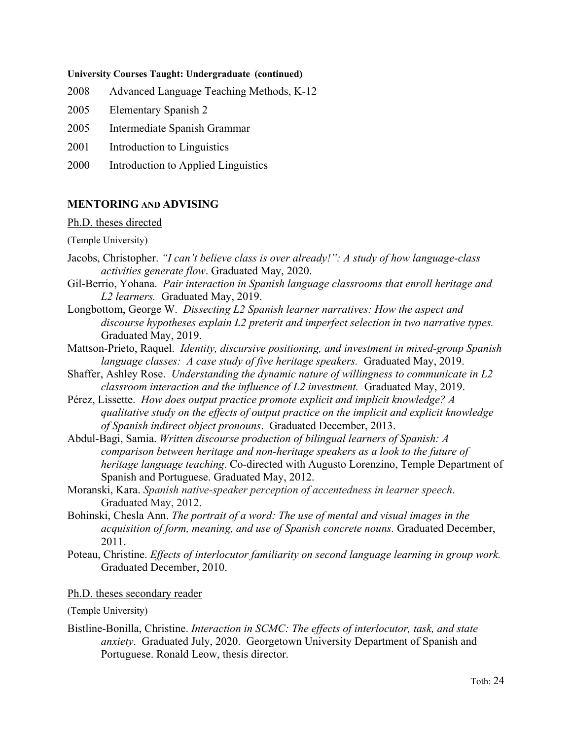**University Courses Taught: Undergraduate (continued)**

2008 Advanced Language Teaching Methods, K-12

2005 Elementary Spanish 2

2005 Intermediate Spanish Grammar

2001 Introduction to Linguistics

2000 Introduction to Applied Linguistics

## MENTORING AND ADVISING

### Ph.D. theses directed

(Temple University)

Jacobs, Christopher. *"I can't believe class is over already!": A study of how language-class activities generate flow*. Graduated May, 2020.

Gil-Berrio, Yohana. *Pair interaction in Spanish language classrooms that enroll heritage and L2 learners.* Graduated May, 2019.

Longbottom, George W. *Dissecting L2 Spanish learner narratives: How the aspect and discourse hypotheses explain L2 preterit and imperfect selection in two narrative types.* Graduated May, 2019.

Mattson-Prieto, Raquel. *Identity, discursive positioning, and investment in mixed-group Spanish language classes: A case study of five heritage speakers.* Graduated May, 2019.

Shaffer, Ashley Rose. *Understanding the dynamic nature of willingness to communicate in L2 classroom interaction and the influence of L2 investment.* Graduated May, 2019.

Pérez, Lissette. *How does output practice promote explicit and implicit knowledge? A qualitative study on the effects of output practice on the implicit and explicit knowledge of Spanish indirect object pronouns*. Graduated December, 2013.

Abdul-Bagi, Samia. *Written discourse production of bilingual learners of Spanish: A comparison between heritage and non-heritage speakers as a look to the future of heritage language teaching*. Co-directed with Augusto Lorenzino, Temple Department of Spanish and Portuguese. Graduated May, 2012.

Moranski, Kara. *Spanish native-speaker perception of accentedness in learner speech*. Graduated May, 2012.

Bohinski, Chesla Ann. *The portrait of a word: The use of mental and visual images in the acquisition of form, meaning, and use of Spanish concrete nouns.* Graduated December, 2011.

Poteau, Christine. *Effects of interlocutor familiarity on second language learning in group work.* Graduated December, 2010.

### Ph.D. theses secondary reader

(Temple University)

Bistline-Bonilla, Christine. *Interaction in SCMC: The effects of interlocutor, task, and state anxiety*. Graduated July, 2020. Georgetown University Department of Spanish and Portuguese. Ronald Leow, thesis director.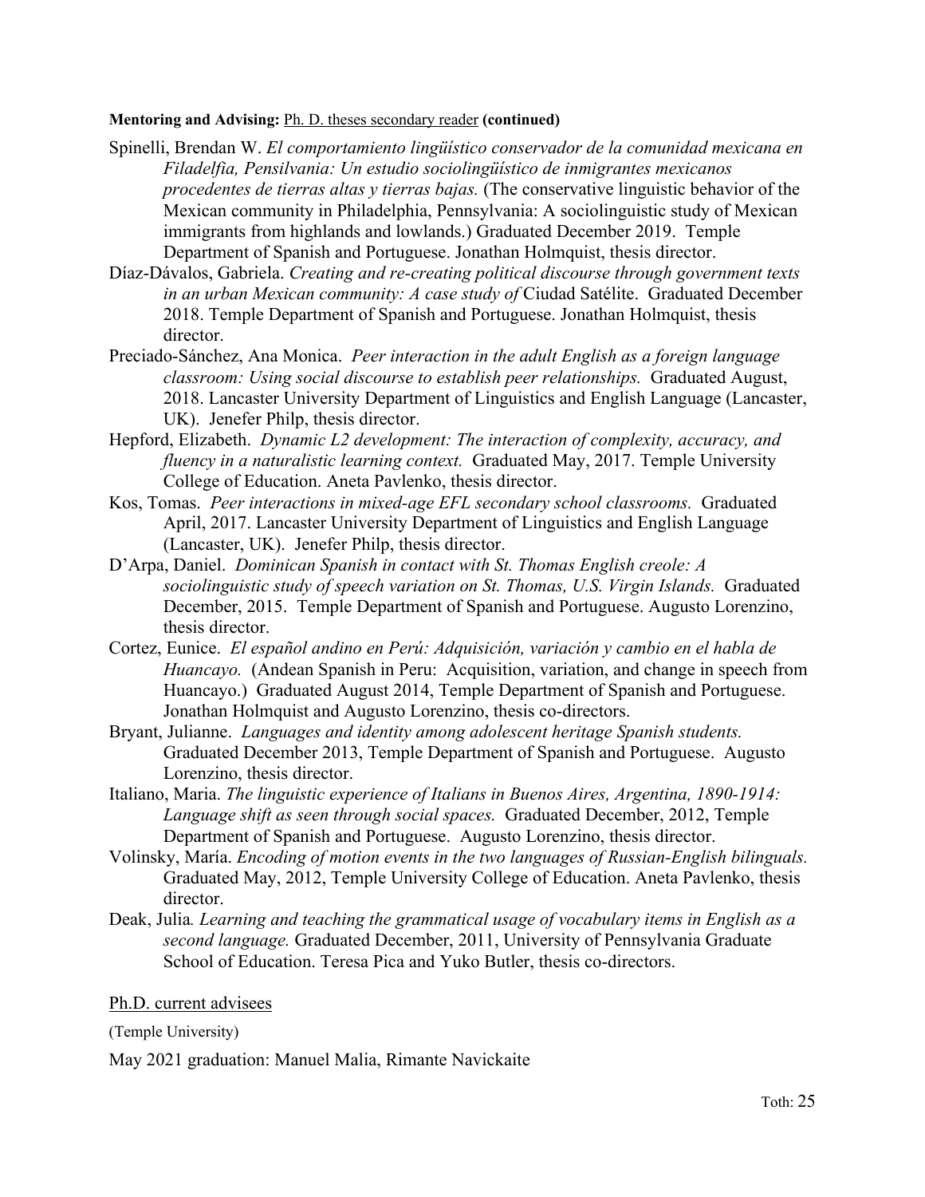**Mentoring and Advising:** Ph. D. theses secondary reader **(continued)**

Spinelli, Brendan W. *El comportamiento lingüístico conservador de la comunidad mexicana en Filadelfia, Pensilvania: Un estudio sociolingüístico de inmigrantes mexicanos procedentes de tierras altas y tierras bajas.* (The conservative linguistic behavior of the Mexican community in Philadelphia, Pennsylvania: A sociolinguistic study of Mexican immigrants from highlands and lowlands.) Graduated December 2019. Temple Department of Spanish and Portuguese. Jonathan Holmquist, thesis director.

Díaz-Dávalos, Gabriela. *Creating and re-creating political discourse through government texts in an urban Mexican community: A case study of* Ciudad Satélite. Graduated December 2018. Temple Department of Spanish and Portuguese. Jonathan Holmquist, thesis director.

Preciado-Sánchez, Ana Monica. *Peer interaction in the adult English as a foreign language classroom: Using social discourse to establish peer relationships.* Graduated August, 2018. Lancaster University Department of Linguistics and English Language (Lancaster, UK). Jenefer Philp, thesis director.

Hepford, Elizabeth. *Dynamic L2 development: The interaction of complexity, accuracy, and fluency in a naturalistic learning context.* Graduated May, 2017. Temple University College of Education. Aneta Pavlenko, thesis director.

Kos, Tomas. *Peer interactions in mixed-age EFL secondary school classrooms.* Graduated April, 2017. Lancaster University Department of Linguistics and English Language (Lancaster, UK). Jenefer Philp, thesis director.

D'Arpa, Daniel. *Dominican Spanish in contact with St. Thomas English creole: A sociolinguistic study of speech variation on St. Thomas, U.S. Virgin Islands.* Graduated December, 2015. Temple Department of Spanish and Portuguese. Augusto Lorenzino, thesis director.

Cortez, Eunice. *El español andino en Perú: Adquisición, variación y cambio en el habla de Huancayo.* (Andean Spanish in Peru: Acquisition, variation, and change in speech from Huancayo.) Graduated August 2014, Temple Department of Spanish and Portuguese. Jonathan Holmquist and Augusto Lorenzino, thesis co-directors.

Bryant, Julianne. *Languages and identity among adolescent heritage Spanish students.* Graduated December 2013, Temple Department of Spanish and Portuguese. Augusto Lorenzino, thesis director.

Italiano, Maria. *The linguistic experience of Italians in Buenos Aires, Argentina, 1890-1914: Language shift as seen through social spaces.* Graduated December, 2012, Temple Department of Spanish and Portuguese. Augusto Lorenzino, thesis director.

Volinsky, María. *Encoding of motion events in the two languages of Russian-English bilinguals.* Graduated May, 2012, Temple University College of Education. Aneta Pavlenko, thesis director.

Deak, Julia*. Learning and teaching the grammatical usage of vocabulary items in English as a second language.* Graduated December, 2011, University of Pennsylvania Graduate School of Education. Teresa Pica and Yuko Butler, thesis co-directors.

Ph.D. current advisees

(Temple University)

May 2021 graduation: Manuel Malia, Rimante Navickaite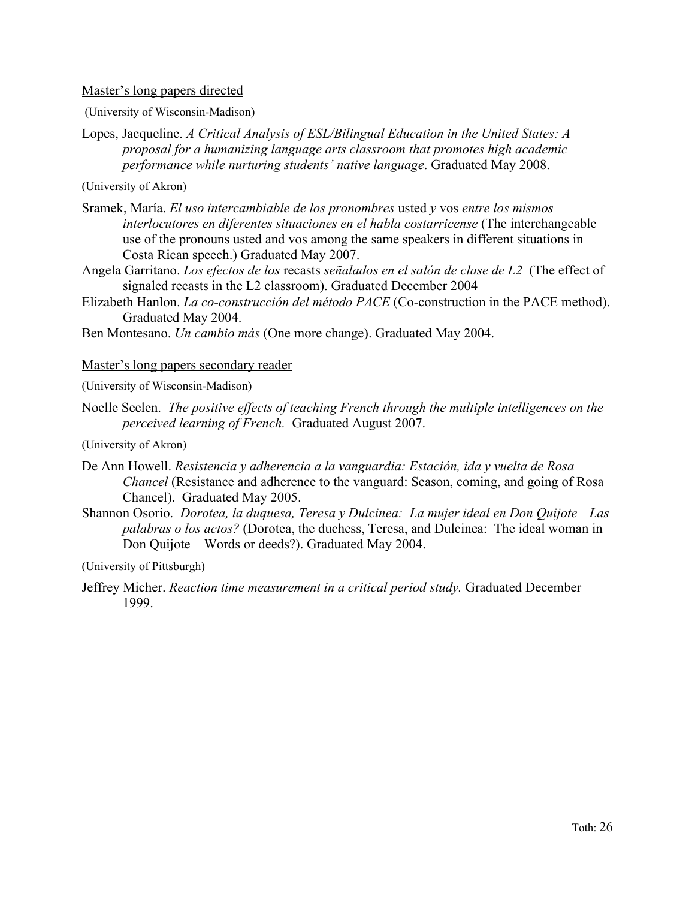Master's long papers directed

(University of Wisconsin-Madison)

Lopes, Jacqueline. *A Critical Analysis of ESL/Bilingual Education in the United States: A proposal for a humanizing language arts classroom that promotes high academic performance while nurturing students' native language*. Graduated May 2008.

(University of Akron)

Sramek, María. *El uso intercambiable de los pronombres* usted *y* vos *entre los mismos interlocutores en diferentes situaciones en el habla costarricense* (The interchangeable use of the pronouns usted and vos among the same speakers in different situations in Costa Rican speech.) Graduated May 2007.

Angela Garritano. *Los efectos de los* recasts *señalados en el salón de clase de L2* (The effect of signaled recasts in the L2 classroom). Graduated December 2004

Elizabeth Hanlon. *La co-construcción del método PACE* (Co-construction in the PACE method). Graduated May 2004.

Ben Montesano. *Un cambio más* (One more change). Graduated May 2004.

Master's long papers secondary reader

(University of Wisconsin-Madison)

Noelle Seelen. *The positive effects of teaching French through the multiple intelligences on the perceived learning of French.* Graduated August 2007.

(University of Akron)

De Ann Howell. *Resistencia y adherencia a la vanguardia: Estación, ida y vuelta de Rosa Chancel* (Resistance and adherence to the vanguard: Season, coming, and going of Rosa Chancel). Graduated May 2005.

Shannon Osorio. *Dorotea, la duquesa, Teresa y Dulcinea: La mujer ideal en Don Quijote—Las palabras o los actos?* (Dorotea, the duchess, Teresa, and Dulcinea: The ideal woman in Don Quijote—Words or deeds?). Graduated May 2004.

(University of Pittsburgh)

Jeffrey Micher. *Reaction time measurement in a critical period study.* Graduated December 1999.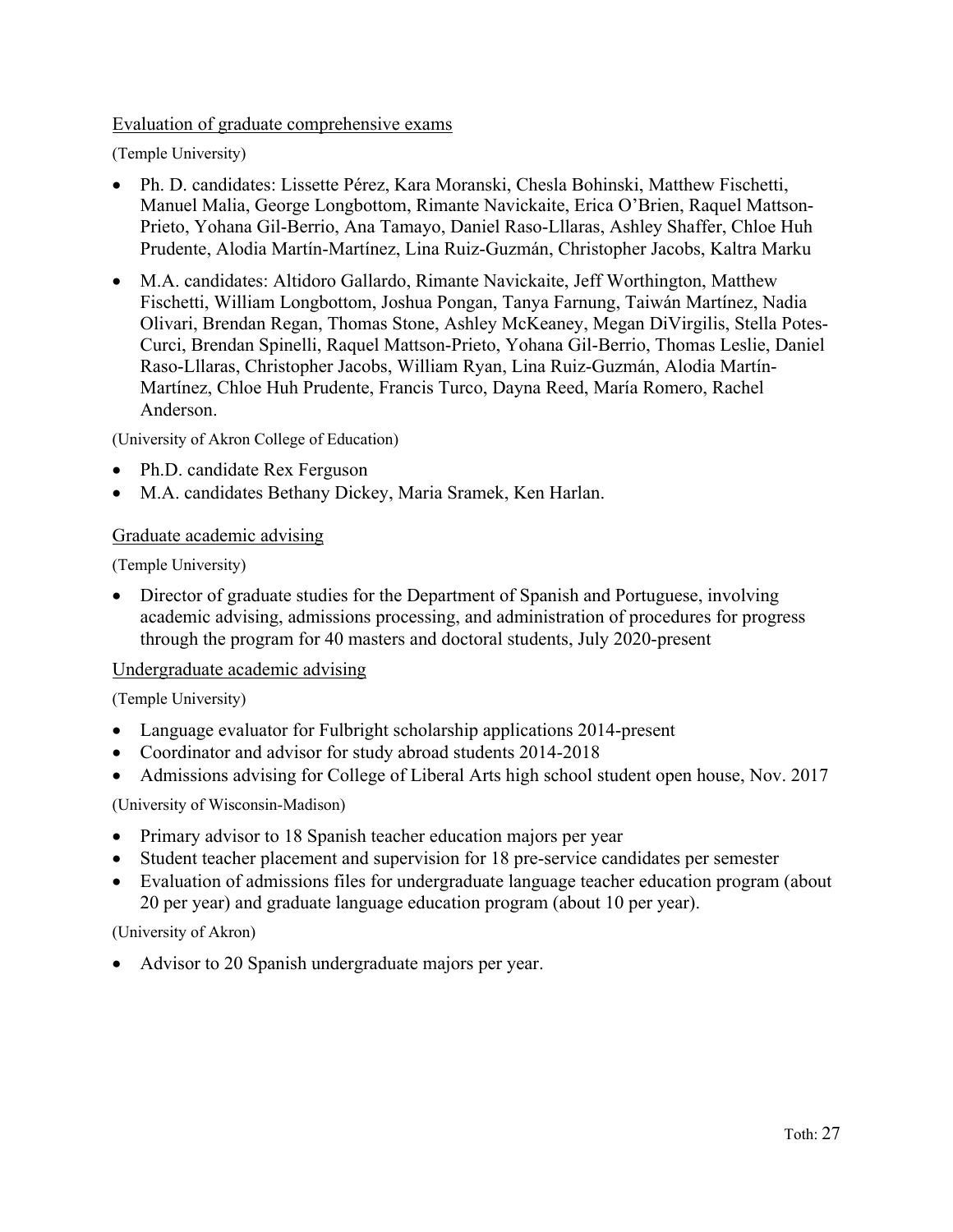Evaluation of graduate comprehensive exams

(Temple University)

- Ph. D. candidates: Lissette Pérez, Kara Moranski, Chesla Bohinski, Matthew Fischetti, Manuel Malia, George Longbottom, Rimante Navickaite, Erica O'Brien, Raquel Mattson-Prieto, Yohana Gil-Berrio, Ana Tamayo, Daniel Raso-Lllaras, Ashley Shaffer, Chloe Huh Prudente, Alodia Martín-Martínez, Lina Ruiz-Guzmán, Christopher Jacobs, Kaltra Marku
- M.A. candidates: Altidoro Gallardo, Rimante Navickaite, Jeff Worthington, Matthew Fischetti, William Longbottom, Joshua Pongan, Tanya Farnung, Taiwán Martínez, Nadia Olivari, Brendan Regan, Thomas Stone, Ashley McKeaney, Megan DiVirgilis, Stella Potes-Curci, Brendan Spinelli, Raquel Mattson-Prieto, Yohana Gil-Berrio, Thomas Leslie, Daniel Raso-Lllaras, Christopher Jacobs, William Ryan, Lina Ruiz-Guzmán, Alodia Martín-Martínez, Chloe Huh Prudente, Francis Turco, Dayna Reed, María Romero, Rachel Anderson.

(University of Akron College of Education)

- Ph.D. candidate Rex Ferguson
- M.A. candidates Bethany Dickey, Maria Sramek, Ken Harlan.

Graduate academic advising

(Temple University)

- Director of graduate studies for the Department of Spanish and Portuguese, involving academic advising, admissions processing, and administration of procedures for progress through the program for 40 masters and doctoral students, July 2020-present

Undergraduate academic advising

(Temple University)

- Language evaluator for Fulbright scholarship applications 2014-present
- Coordinator and advisor for study abroad students 2014-2018
- Admissions advising for College of Liberal Arts high school student open house, Nov. 2017

(University of Wisconsin-Madison)

- Primary advisor to 18 Spanish teacher education majors per year
- Student teacher placement and supervision for 18 pre-service candidates per semester
- Evaluation of admissions files for undergraduate language teacher education program (about 20 per year) and graduate language education program (about 10 per year).

(University of Akron)

- Advisor to 20 Spanish undergraduate majors per year.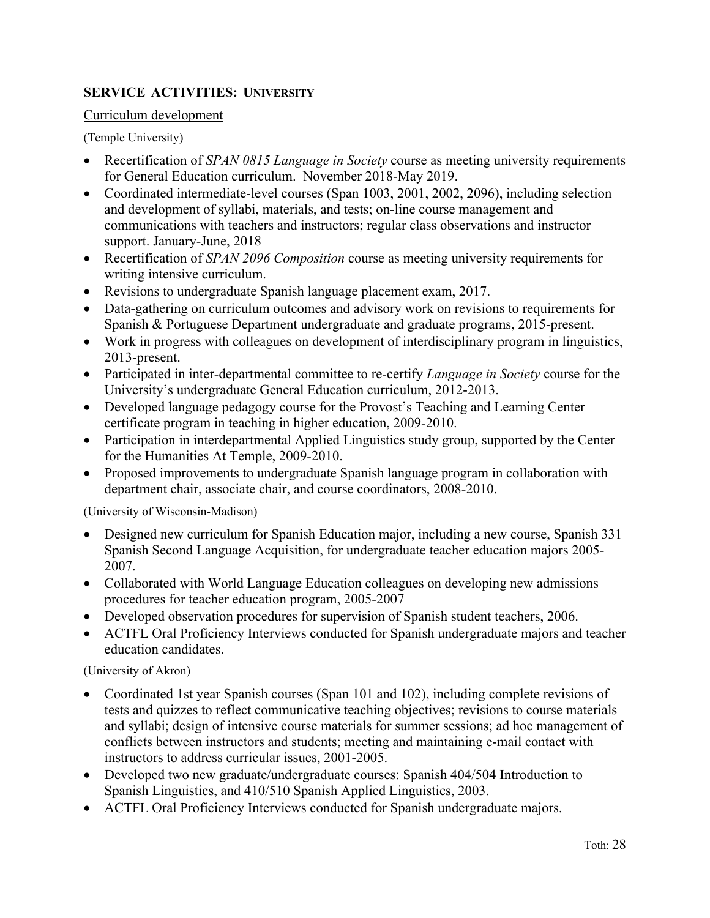## SERVICE ACTIVITIES: UNIVERSITY

### Curriculum development

(Temple University)

- Recertification of *SPAN 0815 Language in Society* course as meeting university requirements for General Education curriculum. November 2018-May 2019.
- Coordinated intermediate-level courses (Span 1003, 2001, 2002, 2096), including selection and development of syllabi, materials, and tests; on-line course management and communications with teachers and instructors; regular class observations and instructor support. January-June, 2018
- Recertification of *SPAN 2096 Composition* course as meeting university requirements for writing intensive curriculum.
- Revisions to undergraduate Spanish language placement exam, 2017.
- Data-gathering on curriculum outcomes and advisory work on revisions to requirements for Spanish & Portuguese Department undergraduate and graduate programs, 2015-present.
- Work in progress with colleagues on development of interdisciplinary program in linguistics, 2013-present.
- Participated in inter-departmental committee to re-certify *Language in Society* course for the University's undergraduate General Education curriculum, 2012-2013.
- Developed language pedagogy course for the Provost's Teaching and Learning Center certificate program in teaching in higher education, 2009-2010.
- Participation in interdepartmental Applied Linguistics study group, supported by the Center for the Humanities At Temple, 2009-2010.
- Proposed improvements to undergraduate Spanish language program in collaboration with department chair, associate chair, and course coordinators, 2008-2010.

(University of Wisconsin-Madison)

- Designed new curriculum for Spanish Education major, including a new course, Spanish 331 Spanish Second Language Acquisition, for undergraduate teacher education majors 2005-2007.
- Collaborated with World Language Education colleagues on developing new admissions procedures for teacher education program, 2005-2007
- Developed observation procedures for supervision of Spanish student teachers, 2006.
- ACTFL Oral Proficiency Interviews conducted for Spanish undergraduate majors and teacher education candidates.

(University of Akron)

- Coordinated 1st year Spanish courses (Span 101 and 102), including complete revisions of tests and quizzes to reflect communicative teaching objectives; revisions to course materials and syllabi; design of intensive course materials for summer sessions; ad hoc management of conflicts between instructors and students; meeting and maintaining e-mail contact with instructors to address curricular issues, 2001-2005.
- Developed two new graduate/undergraduate courses: Spanish 404/504 Introduction to Spanish Linguistics, and 410/510 Spanish Applied Linguistics, 2003.
- ACTFL Oral Proficiency Interviews conducted for Spanish undergraduate majors.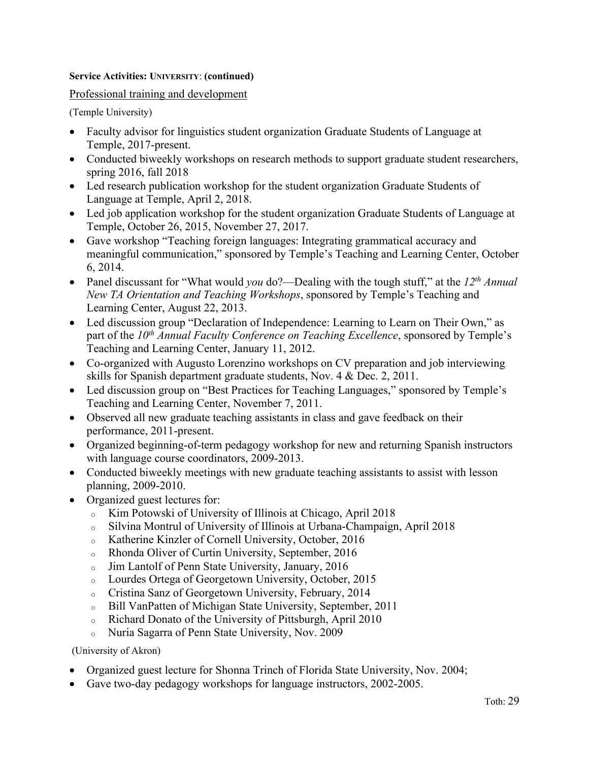**Service Activities: UNIVERSITY: (continued)**

Professional training and development

(Temple University)

- Faculty advisor for linguistics student organization Graduate Students of Language at Temple, 2017-present.
- Conducted biweekly workshops on research methods to support graduate student researchers, spring 2016, fall 2018
- Led research publication workshop for the student organization Graduate Students of Language at Temple, April 2, 2018.
- Led job application workshop for the student organization Graduate Students of Language at Temple, October 26, 2015, November 27, 2017.
- Gave workshop "Teaching foreign languages: Integrating grammatical accuracy and meaningful communication," sponsored by Temple's Teaching and Learning Center, October 6, 2014.
- Panel discussant for "What would *you* do?—Dealing with the tough stuff," at the *12th Annual New TA Orientation and Teaching Workshops*, sponsored by Temple's Teaching and Learning Center, August 22, 2013.
- Led discussion group "Declaration of Independence: Learning to Learn on Their Own," as part of the *10th Annual Faculty Conference on Teaching Excellence*, sponsored by Temple's Teaching and Learning Center, January 11, 2012.
- Co-organized with Augusto Lorenzino workshops on CV preparation and job interviewing skills for Spanish department graduate students, Nov. 4 & Dec. 2, 2011.
- Led discussion group on "Best Practices for Teaching Languages," sponsored by Temple's Teaching and Learning Center, November 7, 2011.
- Observed all new graduate teaching assistants in class and gave feedback on their performance, 2011-present.
- Organized beginning-of-term pedagogy workshop for new and returning Spanish instructors with language course coordinators, 2009-2013.
- Conducted biweekly meetings with new graduate teaching assistants to assist with lesson planning, 2009-2010.
- Organized guest lectures for:
  - Kim Potowski of University of Illinois at Chicago, April 2018
  - Silvina Montrul of University of Illinois at Urbana-Champaign, April 2018
  - Katherine Kinzler of Cornell University, October, 2016
  - Rhonda Oliver of Curtin University, September, 2016
  - Jim Lantolf of Penn State University, January, 2016
  - Lourdes Ortega of Georgetown University, October, 2015
  - Cristina Sanz of Georgetown University, February, 2014
  - Bill VanPatten of Michigan State University, September, 2011
  - Richard Donato of the University of Pittsburgh, April 2010
  - Nuria Sagarra of Penn State University, Nov. 2009

(University of Akron)

- Organized guest lecture for Shonna Trinch of Florida State University, Nov. 2004;
- Gave two-day pedagogy workshops for language instructors, 2002-2005.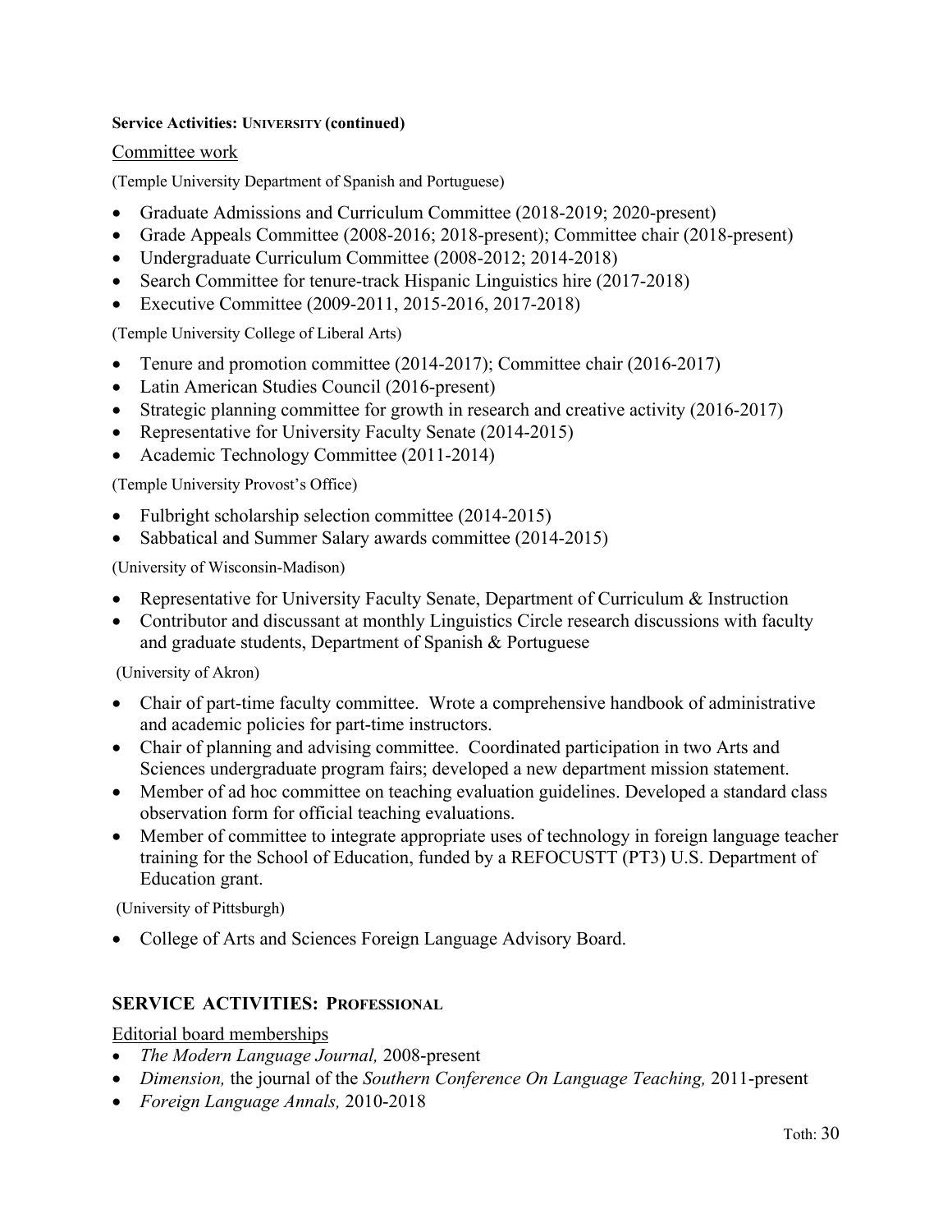**Service Activities: University (continued)**

Committee work

(Temple University Department of Spanish and Portuguese)

- Graduate Admissions and Curriculum Committee (2018-2019; 2020-present)
- Grade Appeals Committee (2008-2016; 2018-present); Committee chair (2018-present)
- Undergraduate Curriculum Committee (2008-2012; 2014-2018)
- Search Committee for tenure-track Hispanic Linguistics hire (2017-2018)
- Executive Committee (2009-2011, 2015-2016, 2017-2018)

(Temple University College of Liberal Arts)

- Tenure and promotion committee (2014-2017); Committee chair (2016-2017)
- Latin American Studies Council (2016-present)
- Strategic planning committee for growth in research and creative activity (2016-2017)
- Representative for University Faculty Senate (2014-2015)
- Academic Technology Committee (2011-2014)

(Temple University Provost's Office)

- Fulbright scholarship selection committee (2014-2015)
- Sabbatical and Summer Salary awards committee (2014-2015)

(University of Wisconsin-Madison)

- Representative for University Faculty Senate, Department of Curriculum & Instruction
- Contributor and discussant at monthly Linguistics Circle research discussions with faculty and graduate students, Department of Spanish & Portuguese

(University of Akron)

- Chair of part-time faculty committee. Wrote a comprehensive handbook of administrative and academic policies for part-time instructors.
- Chair of planning and advising committee. Coordinated participation in two Arts and Sciences undergraduate program fairs; developed a new department mission statement.
- Member of ad hoc committee on teaching evaluation guidelines. Developed a standard class observation form for official teaching evaluations.
- Member of committee to integrate appropriate uses of technology in foreign language teacher training for the School of Education, funded by a REFOCUSTT (PT3) U.S. Department of Education grant.

(University of Pittsburgh)

- College of Arts and Sciences Foreign Language Advisory Board.

## SERVICE ACTIVITIES: PROFESSIONAL

Editorial board memberships

- *The Modern Language Journal,* 2008-present
- *Dimension,* the journal of the *Southern Conference On Language Teaching,* 2011-present
- *Foreign Language Annals,* 2010-2018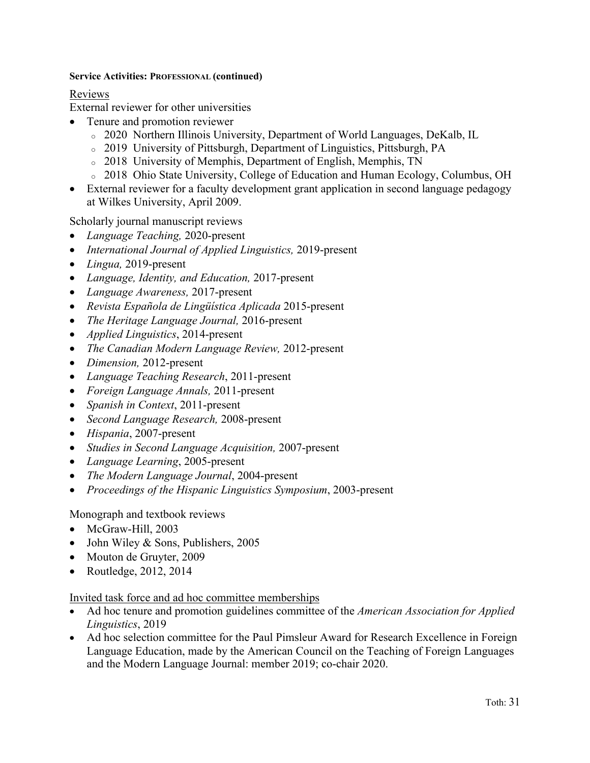**Service Activities: Professional (continued)**

Reviews

External reviewer for other universities

- Tenure and promotion reviewer
  - 2020 Northern Illinois University, Department of World Languages, DeKalb, IL
  - 2019 University of Pittsburgh, Department of Linguistics, Pittsburgh, PA
  - 2018 University of Memphis, Department of English, Memphis, TN
  - 2018 Ohio State University, College of Education and Human Ecology, Columbus, OH
- External reviewer for a faculty development grant application in second language pedagogy at Wilkes University, April 2009.

Scholarly journal manuscript reviews

- *Language Teaching,* 2020-present
- *International Journal of Applied Linguistics,* 2019-present
- *Lingua,* 2019-present
- *Language, Identity, and Education,* 2017-present
- *Language Awareness,* 2017-present
- *Revista Española de Lingüística Aplicada* 2015-present
- *The Heritage Language Journal,* 2016-present
- *Applied Linguistics*, 2014-present
- *The Canadian Modern Language Review,* 2012-present
- *Dimension,* 2012-present
- *Language Teaching Research*, 2011-present
- *Foreign Language Annals,* 2011-present
- *Spanish in Context*, 2011-present
- *Second Language Research,* 2008-present
- *Hispania*, 2007-present
- *Studies in Second Language Acquisition,* 2007-present
- *Language Learning*, 2005-present
- *The Modern Language Journal*, 2004-present
- *Proceedings of the Hispanic Linguistics Symposium*, 2003-present

Monograph and textbook reviews

- McGraw-Hill, 2003
- John Wiley & Sons, Publishers, 2005
- Mouton de Gruyter, 2009
- Routledge, 2012, 2014

Invited task force and ad hoc committee memberships

- Ad hoc tenure and promotion guidelines committee of the *American Association for Applied Linguistics*, 2019
- Ad hoc selection committee for the Paul Pimsleur Award for Research Excellence in Foreign Language Education, made by the American Council on the Teaching of Foreign Languages and the Modern Language Journal: member 2019; co-chair 2020.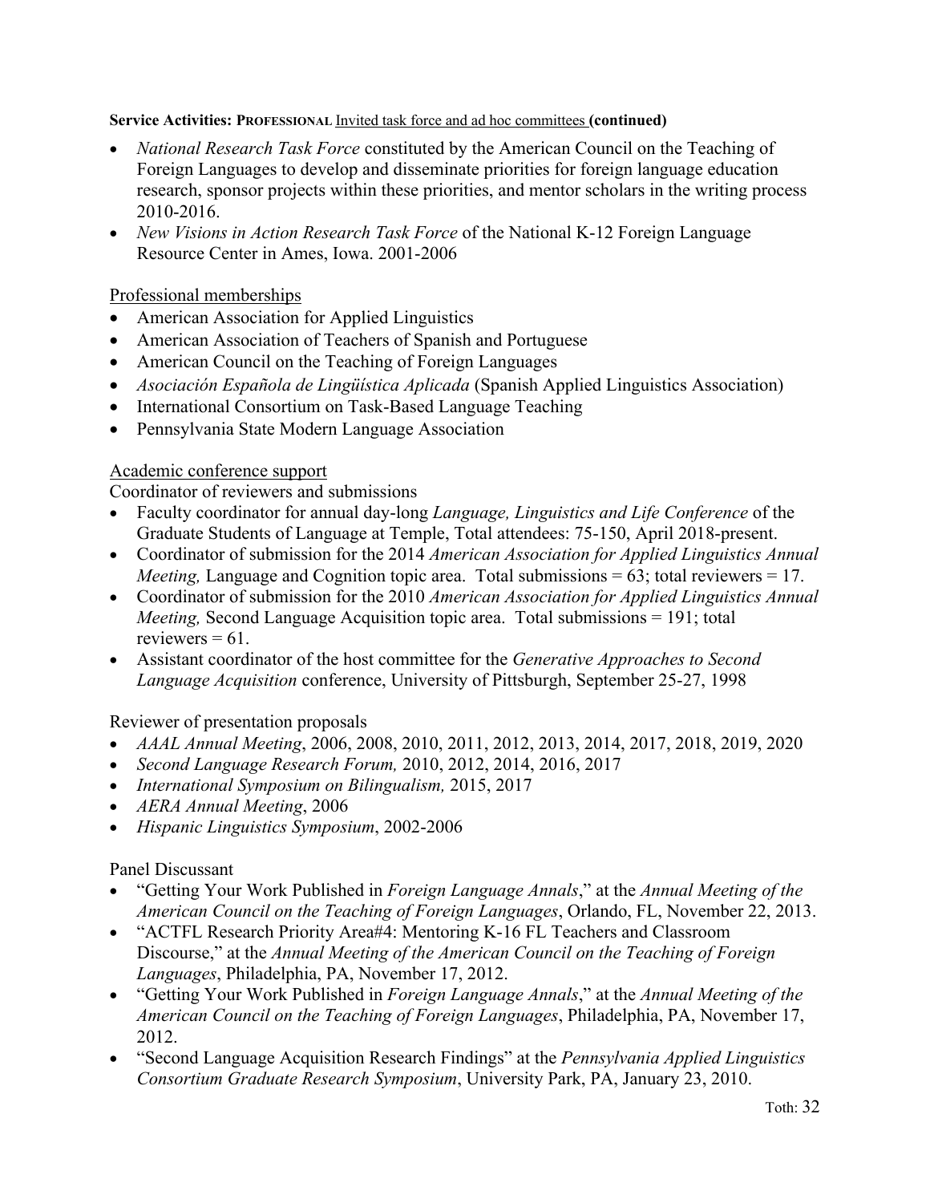**Service Activities: PROFESSIONAL** <u>Invited task force and ad hoc committees</u> **(continued)**

- *National Research Task Force* constituted by the American Council on the Teaching of Foreign Languages to develop and disseminate priorities for foreign language education research, sponsor projects within these priorities, and mentor scholars in the writing process 2010-2016.
- *New Visions in Action Research Task Force* of the National K-12 Foreign Language Resource Center in Ames, Iowa. 2001-2006

<u>Professional memberships</u>

- American Association for Applied Linguistics
- American Association of Teachers of Spanish and Portuguese
- American Council on the Teaching of Foreign Languages
- *Asociación Española de Lingüística Aplicada* (Spanish Applied Linguistics Association)
- International Consortium on Task-Based Language Teaching
- Pennsylvania State Modern Language Association

<u>Academic conference support</u>

Coordinator of reviewers and submissions

- Faculty coordinator for annual day-long *Language, Linguistics and Life Conference* of the Graduate Students of Language at Temple, Total attendees: 75-150, April 2018-present.
- Coordinator of submission for the 2014 *American Association for Applied Linguistics Annual Meeting,* Language and Cognition topic area. Total submissions = 63; total reviewers = 17.
- Coordinator of submission for the 2010 *American Association for Applied Linguistics Annual Meeting,* Second Language Acquisition topic area. Total submissions = 191; total reviewers = 61.
- Assistant coordinator of the host committee for the *Generative Approaches to Second Language Acquisition* conference, University of Pittsburgh, September 25-27, 1998

Reviewer of presentation proposals

- *AAAL Annual Meeting*, 2006, 2008, 2010, 2011, 2012, 2013, 2014, 2017, 2018, 2019, 2020
- *Second Language Research Forum,* 2010, 2012, 2014, 2016, 2017
- *International Symposium on Bilingualism,* 2015, 2017
- *AERA Annual Meeting*, 2006
- *Hispanic Linguistics Symposium*, 2002-2006

Panel Discussant

- "Getting Your Work Published in *Foreign Language Annals*," at the *Annual Meeting of the American Council on the Teaching of Foreign Languages*, Orlando, FL, November 22, 2013.
- "ACTFL Research Priority Area#4: Mentoring K-16 FL Teachers and Classroom Discourse," at the *Annual Meeting of the American Council on the Teaching of Foreign Languages*, Philadelphia, PA, November 17, 2012.
- "Getting Your Work Published in *Foreign Language Annals*," at the *Annual Meeting of the American Council on the Teaching of Foreign Languages*, Philadelphia, PA, November 17, 2012.
- "Second Language Acquisition Research Findings" at the *Pennsylvania Applied Linguistics Consortium Graduate Research Symposium*, University Park, PA, January 23, 2010.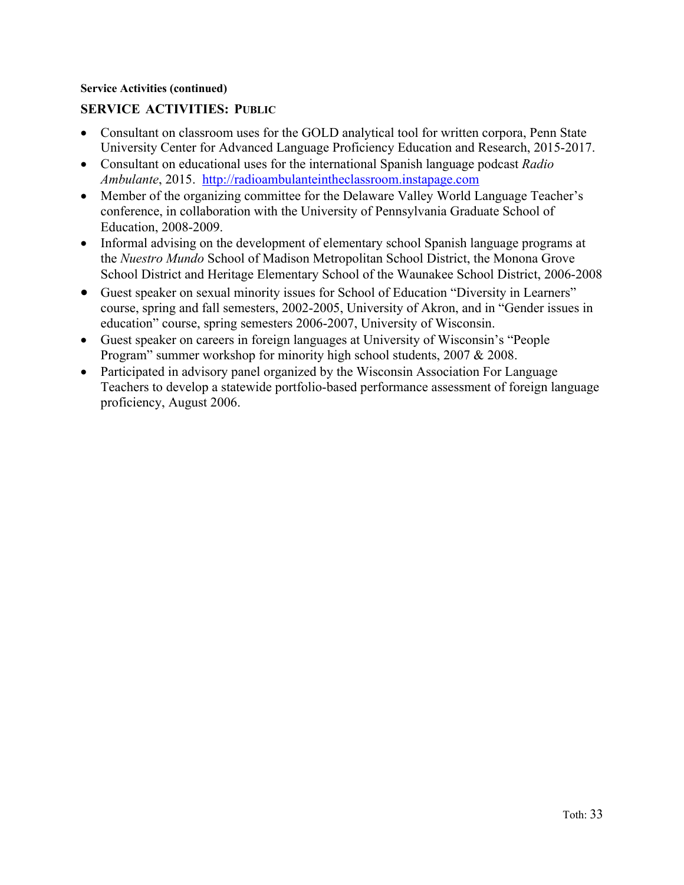**Service Activities (continued)**

## SERVICE ACTIVITIES: PUBLIC

- Consultant on classroom uses for the GOLD analytical tool for written corpora, Penn State University Center for Advanced Language Proficiency Education and Research, 2015-2017.
- Consultant on educational uses for the international Spanish language podcast *Radio Ambulante*, 2015. http://radioambulanteintheclassroom.instapage.com
- Member of the organizing committee for the Delaware Valley World Language Teacher's conference, in collaboration with the University of Pennsylvania Graduate School of Education, 2008-2009.
- Informal advising on the development of elementary school Spanish language programs at the *Nuestro Mundo* School of Madison Metropolitan School District, the Monona Grove School District and Heritage Elementary School of the Waunakee School District, 2006-2008
- Guest speaker on sexual minority issues for School of Education "Diversity in Learners" course, spring and fall semesters, 2002-2005, University of Akron, and in "Gender issues in education" course, spring semesters 2006-2007, University of Wisconsin.
- Guest speaker on careers in foreign languages at University of Wisconsin's "People Program" summer workshop for minority high school students, 2007 & 2008.
- Participated in advisory panel organized by the Wisconsin Association For Language Teachers to develop a statewide portfolio-based performance assessment of foreign language proficiency, August 2006.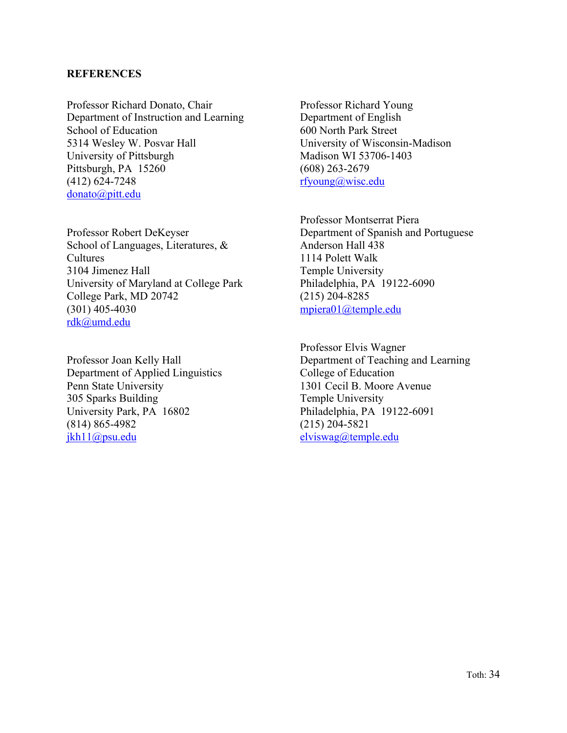**REFERENCES**

Professor Richard Donato, Chair
Department of Instruction and Learning
School of Education
5314 Wesley W. Posvar Hall
University of Pittsburgh
Pittsburgh, PA 15260
(412) 624-7248
donato@pitt.edu

Professor Robert DeKeyser
School of Languages, Literatures, & Cultures
3104 Jimenez Hall
University of Maryland at College Park
College Park, MD 20742
(301) 405-4030
rdk@umd.edu

Professor Joan Kelly Hall
Department of Applied Linguistics
Penn State University
305 Sparks Building
University Park, PA 16802
(814) 865-4982
jkh11@psu.edu

Professor Richard Young
Department of English
600 North Park Street
University of Wisconsin-Madison
Madison WI 53706-1403
(608) 263-2679
rfyoung@wisc.edu

Professor Montserrat Piera
Department of Spanish and Portuguese
Anderson Hall 438
1114 Polett Walk
Temple University
Philadelphia, PA 19122-6090
(215) 204-8285
mpiera01@temple.edu

Professor Elvis Wagner
Department of Teaching and Learning
College of Education
1301 Cecil B. Moore Avenue
Temple University
Philadelphia, PA 19122-6091
(215) 204-5821
elviswag@temple.edu